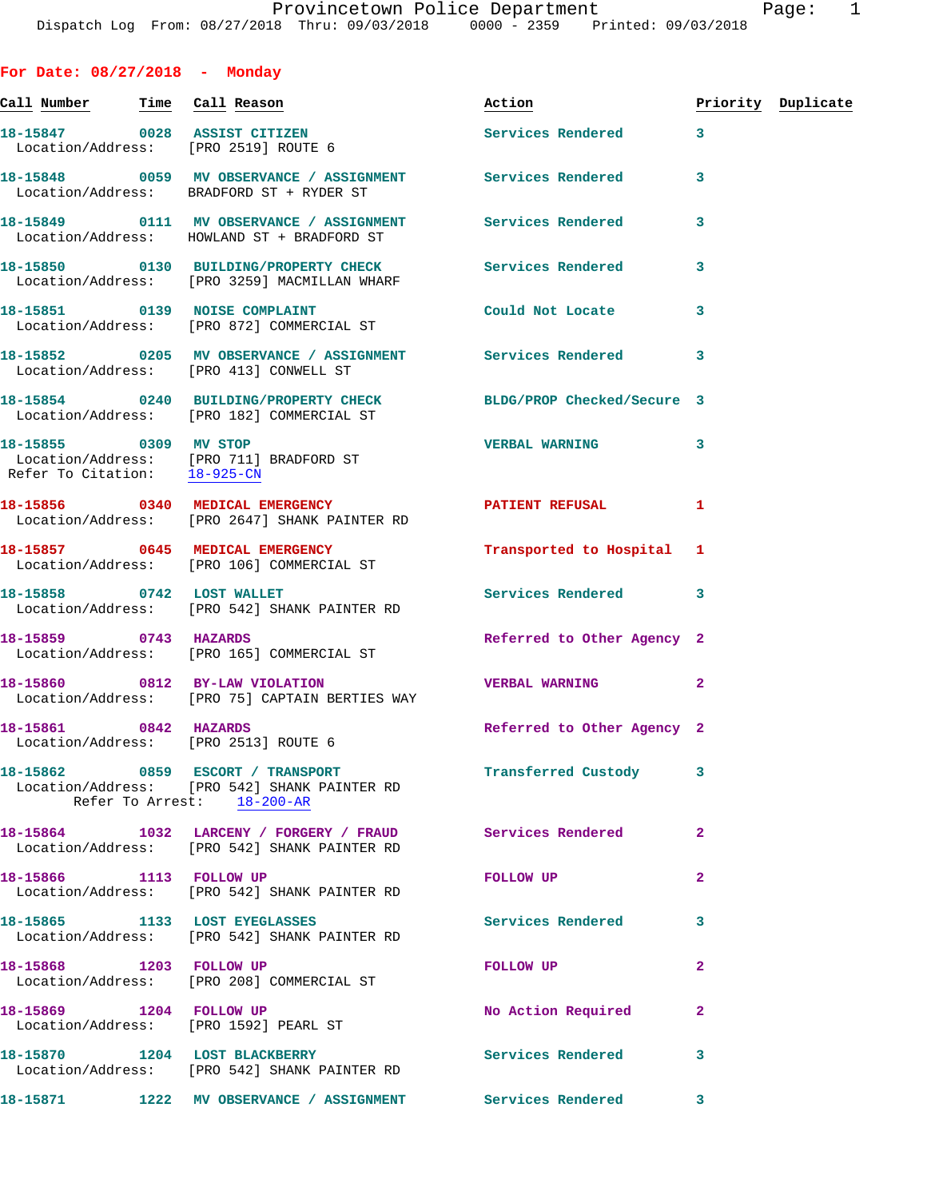Dispatch Log From: 08/27/2018 Thru: 09/03/2018 0000 - 2359 Printed: 09/03/2018

## For Date: 08/27/2018 - Monday

| Call Number | Time | Call Reason | Action | Priority | Duplicate |
|---|---|---|---|---|---|
| 18-15847 | 0028 | ASSIST CITIZEN | Services Rendered | 3 | |
| Location/Address: | | [PRO 2519] ROUTE 6 | | | |
| 18-15848 | 0059 | MV OBSERVANCE / ASSIGNMENT | Services Rendered | 3 | |
| Location/Address: | | BRADFORD ST + RYDER ST | | | |
| 18-15849 | 0111 | MV OBSERVANCE / ASSIGNMENT | Services Rendered | 3 | |
| Location/Address: | | HOWLAND ST + BRADFORD ST | | | |
| 18-15850 | 0130 | BUILDING/PROPERTY CHECK | Services Rendered | 3 | |
| Location/Address: | | [PRO 3259] MACMILLAN WHARF | | | |
| 18-15851 | 0139 | NOISE COMPLAINT | Could Not Locate | 3 | |
| Location/Address: | | [PRO 872] COMMERCIAL ST | | | |
| 18-15852 | 0205 | MV OBSERVANCE / ASSIGNMENT | Services Rendered | 3 | |
| Location/Address: | | [PRO 413] CONWELL ST | | | |
| 18-15854 | 0240 | BUILDING/PROPERTY CHECK | BLDG/PROP Checked/Secure | 3 | |
| Location/Address: | | [PRO 182] COMMERCIAL ST | | | |
| 18-15855 | 0309 | MV STOP | VERBAL WARNING | 3 | |
| Location/Address: | | [PRO 711] BRADFORD ST | | | |
| Refer To Citation: | | 18-925-CN | | | |
| 18-15856 | 0340 | MEDICAL EMERGENCY | PATIENT REFUSAL | 1 | |
| Location/Address: | | [PRO 2647] SHANK PAINTER RD | | | |
| 18-15857 | 0645 | MEDICAL EMERGENCY | Transported to Hospital | 1 | |
| Location/Address: | | [PRO 106] COMMERCIAL ST | | | |
| 18-15858 | 0742 | LOST WALLET | Services Rendered | 3 | |
| Location/Address: | | [PRO 542] SHANK PAINTER RD | | | |
| 18-15859 | 0743 | HAZARDS | Referred to Other Agency | 2 | |
| Location/Address: | | [PRO 165] COMMERCIAL ST | | | |
| 18-15860 | 0812 | BY-LAW VIOLATION | VERBAL WARNING | 2 | |
| Location/Address: | | [PRO 75] CAPTAIN BERTIES WAY | | | |
| 18-15861 | 0842 | HAZARDS | Referred to Other Agency | 2 | |
| Location/Address: | | [PRO 2513] ROUTE 6 | | | |
| 18-15862 | 0859 | ESCORT / TRANSPORT | Transferred Custody | 3 | |
| Location/Address: | | [PRO 542] SHANK PAINTER RD | | | |
| Refer To Arrest: | | 18-200-AR | | | |
| 18-15864 | 1032 | LARCENY / FORGERY / FRAUD | Services Rendered | 2 | |
| Location/Address: | | [PRO 542] SHANK PAINTER RD | | | |
| 18-15866 | 1113 | FOLLOW UP | FOLLOW UP | 2 | |
| Location/Address: | | [PRO 542] SHANK PAINTER RD | | | |
| 18-15865 | 1133 | LOST EYEGLASSES | Services Rendered | 3 | |
| Location/Address: | | [PRO 542] SHANK PAINTER RD | | | |
| 18-15868 | 1203 | FOLLOW UP | FOLLOW UP | 2 | |
| Location/Address: | | [PRO 208] COMMERCIAL ST | | | |
| 18-15869 | 1204 | FOLLOW UP | No Action Required | 2 | |
| Location/Address: | | [PRO 1592] PEARL ST | | | |
| 18-15870 | 1204 | LOST BLACKBERRY | Services Rendered | 3 | |
| Location/Address: | | [PRO 542] SHANK PAINTER RD | | | |
| 18-15871 | 1222 | MV OBSERVANCE / ASSIGNMENT | Services Rendered | 3 | |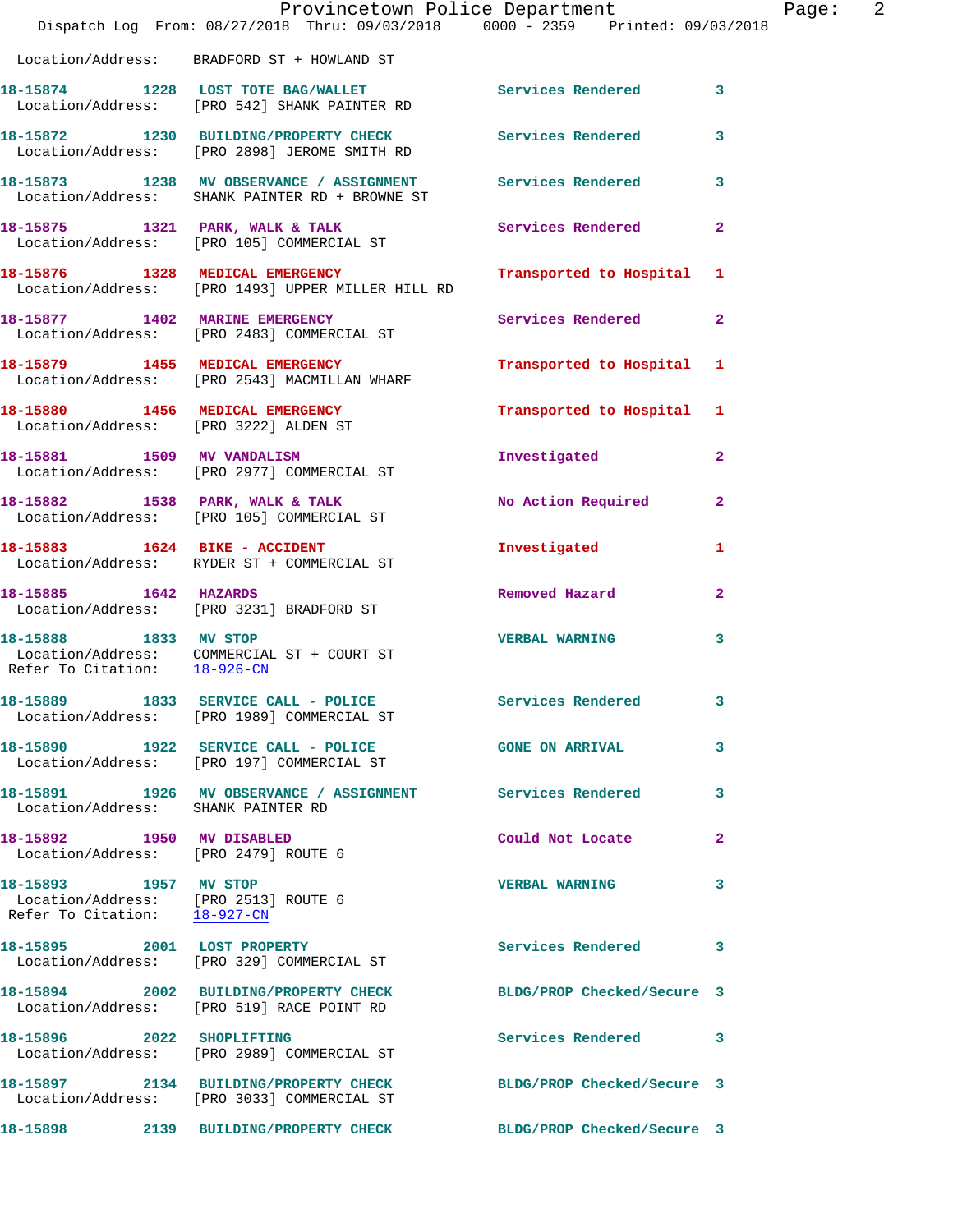Location/Address: BRADFORD ST + HOWLAND ST

| Call Number | Time | Call Reason | Action | Priority |
|---|---|---|---|---|
| 18-15874 | 1228 | LOST TOTE BAG/WALLET | Services Rendered | 3 |
| Location/Address: [PRO 542] SHANK PAINTER RD | | | | |
| 18-15872 | 1230 | BUILDING/PROPERTY CHECK | Services Rendered | 3 |
| Location/Address: [PRO 2898] JEROME SMITH RD | | | | |
| 18-15873 | 1238 | MV OBSERVANCE / ASSIGNMENT | Services Rendered | 3 |
| Location/Address: SHANK PAINTER RD + BROWNE ST | | | | |
| 18-15875 | 1321 | PARK, WALK & TALK | Services Rendered | 2 |
| Location/Address: [PRO 105] COMMERCIAL ST | | | | |
| 18-15876 | 1328 | MEDICAL EMERGENCY | Transported to Hospital | 1 |
| Location/Address: [PRO 1493] UPPER MILLER HILL RD | | | | |
| 18-15877 | 1402 | MARINE EMERGENCY | Services Rendered | 2 |
| Location/Address: [PRO 2483] COMMERCIAL ST | | | | |
| 18-15879 | 1455 | MEDICAL EMERGENCY | Transported to Hospital | 1 |
| Location/Address: [PRO 2543] MACMILLAN WHARF | | | | |
| 18-15880 | 1456 | MEDICAL EMERGENCY | Transported to Hospital | 1 |
| Location/Address: [PRO 3222] ALDEN ST | | | | |
| 18-15881 | 1509 | MV VANDALISM | Investigated | 2 |
| Location/Address: [PRO 2977] COMMERCIAL ST | | | | |
| 18-15882 | 1538 | PARK, WALK & TALK | No Action Required | 2 |
| Location/Address: [PRO 105] COMMERCIAL ST | | | | |
| 18-15883 | 1624 | BIKE - ACCIDENT | Investigated | 1 |
| Location/Address: RYDER ST + COMMERCIAL ST | | | | |
| 18-15885 | 1642 | HAZARDS | Removed Hazard | 2 |
| Location/Address: [PRO 3231] BRADFORD ST | | | | |
| 18-15888 | 1833 | MV STOP | VERBAL WARNING | 3 |
| Location/Address: COMMERCIAL ST + COURT ST | | | | |
| Refer To Citation: 18-926-CN | | | | |
| 18-15889 | 1833 | SERVICE CALL - POLICE | Services Rendered | 3 |
| Location/Address: [PRO 1989] COMMERCIAL ST | | | | |
| 18-15890 | 1922 | SERVICE CALL - POLICE | GONE ON ARRIVAL | 3 |
| Location/Address: [PRO 197] COMMERCIAL ST | | | | |
| 18-15891 | 1926 | MV OBSERVANCE / ASSIGNMENT | Services Rendered | 3 |
| Location/Address: SHANK PAINTER RD | | | | |
| 18-15892 | 1950 | MV DISABLED | Could Not Locate | 2 |
| Location/Address: [PRO 2479] ROUTE 6 | | | | |
| 18-15893 | 1957 | MV STOP | VERBAL WARNING | 3 |
| Location/Address: [PRO 2513] ROUTE 6 | | | | |
| Refer To Citation: 18-927-CN | | | | |
| 18-15895 | 2001 | LOST PROPERTY | Services Rendered | 3 |
| Location/Address: [PRO 329] COMMERCIAL ST | | | | |
| 18-15894 | 2002 | BUILDING/PROPERTY CHECK | BLDG/PROP Checked/Secure | 3 |
| Location/Address: [PRO 519] RACE POINT RD | | | | |
| 18-15896 | 2022 | SHOPLIFTING | Services Rendered | 3 |
| Location/Address: [PRO 2989] COMMERCIAL ST | | | | |
| 18-15897 | 2134 | BUILDING/PROPERTY CHECK | BLDG/PROP Checked/Secure | 3 |
| Location/Address: [PRO 3033] COMMERCIAL ST | | | | |
| 18-15898 | 2139 | BUILDING/PROPERTY CHECK | BLDG/PROP Checked/Secure | 3 |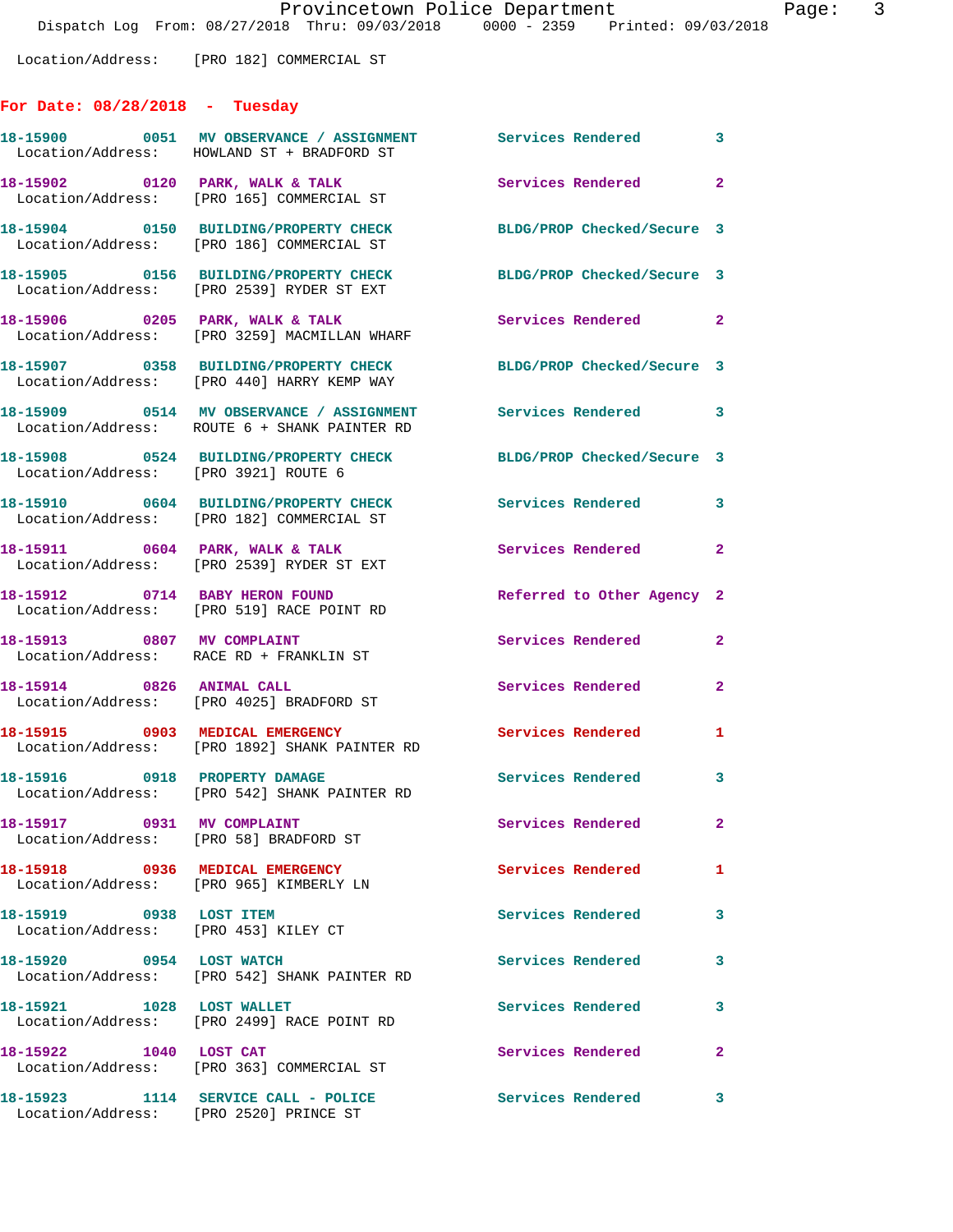Location/Address: [PRO 182] COMMERCIAL ST

## For Date: 08/28/2018 - Tuesday

| Call Number | Time | Call Reason | Action | Priority |
|---|---|---|---|---|
| 18-15900 | 0051 | MV OBSERVANCE / ASSIGNMENT | Services Rendered | 3 |
| Location/Address: | | HOWLAND ST + BRADFORD ST | | |
| 18-15902 | 0120 | PARK, WALK & TALK | Services Rendered | 2 |
| Location/Address: | | [PRO 165] COMMERCIAL ST | | |
| 18-15904 | 0150 | BUILDING/PROPERTY CHECK | BLDG/PROP Checked/Secure | 3 |
| Location/Address: | | [PRO 186] COMMERCIAL ST | | |
| 18-15905 | 0156 | BUILDING/PROPERTY CHECK | BLDG/PROP Checked/Secure | 3 |
| Location/Address: | | [PRO 2539] RYDER ST EXT | | |
| 18-15906 | 0205 | PARK, WALK & TALK | Services Rendered | 2 |
| Location/Address: | | [PRO 3259] MACMILLAN WHARF | | |
| 18-15907 | 0358 | BUILDING/PROPERTY CHECK | BLDG/PROP Checked/Secure | 3 |
| Location/Address: | | [PRO 440] HARRY KEMP WAY | | |
| 18-15909 | 0514 | MV OBSERVANCE / ASSIGNMENT | Services Rendered | 3 |
| Location/Address: | | ROUTE 6 + SHANK PAINTER RD | | |
| 18-15908 | 0524 | BUILDING/PROPERTY CHECK | BLDG/PROP Checked/Secure | 3 |
| Location/Address: | | [PRO 3921] ROUTE 6 | | |
| 18-15910 | 0604 | BUILDING/PROPERTY CHECK | Services Rendered | 3 |
| Location/Address: | | [PRO 182] COMMERCIAL ST | | |
| 18-15911 | 0604 | PARK, WALK & TALK | Services Rendered | 2 |
| Location/Address: | | [PRO 2539] RYDER ST EXT | | |
| 18-15912 | 0714 | BABY HERON FOUND | Referred to Other Agency | 2 |
| Location/Address: | | [PRO 519] RACE POINT RD | | |
| 18-15913 | 0807 | MV COMPLAINT | Services Rendered | 2 |
| Location/Address: | | RACE RD + FRANKLIN ST | | |
| 18-15914 | 0826 | ANIMAL CALL | Services Rendered | 2 |
| Location/Address: | | [PRO 4025] BRADFORD ST | | |
| 18-15915 | 0903 | MEDICAL EMERGENCY | Services Rendered | 1 |
| Location/Address: | | [PRO 1892] SHANK PAINTER RD | | |
| 18-15916 | 0918 | PROPERTY DAMAGE | Services Rendered | 3 |
| Location/Address: | | [PRO 542] SHANK PAINTER RD | | |
| 18-15917 | 0931 | MV COMPLAINT | Services Rendered | 2 |
| Location/Address: | | [PRO 58] BRADFORD ST | | |
| 18-15918 | 0936 | MEDICAL EMERGENCY | Services Rendered | 1 |
| Location/Address: | | [PRO 965] KIMBERLY LN | | |
| 18-15919 | 0938 | LOST ITEM | Services Rendered | 3 |
| Location/Address: | | [PRO 453] KILEY CT | | |
| 18-15920 | 0954 | LOST WATCH | Services Rendered | 3 |
| Location/Address: | | [PRO 542] SHANK PAINTER RD | | |
| 18-15921 | 1028 | LOST WALLET | Services Rendered | 3 |
| Location/Address: | | [PRO 2499] RACE POINT RD | | |
| 18-15922 | 1040 | LOST CAT | Services Rendered | 2 |
| Location/Address: | | [PRO 363] COMMERCIAL ST | | |
| 18-15923 | 1114 | SERVICE CALL - POLICE | Services Rendered | 3 |
| Location/Address: | | [PRO 2520] PRINCE ST | | |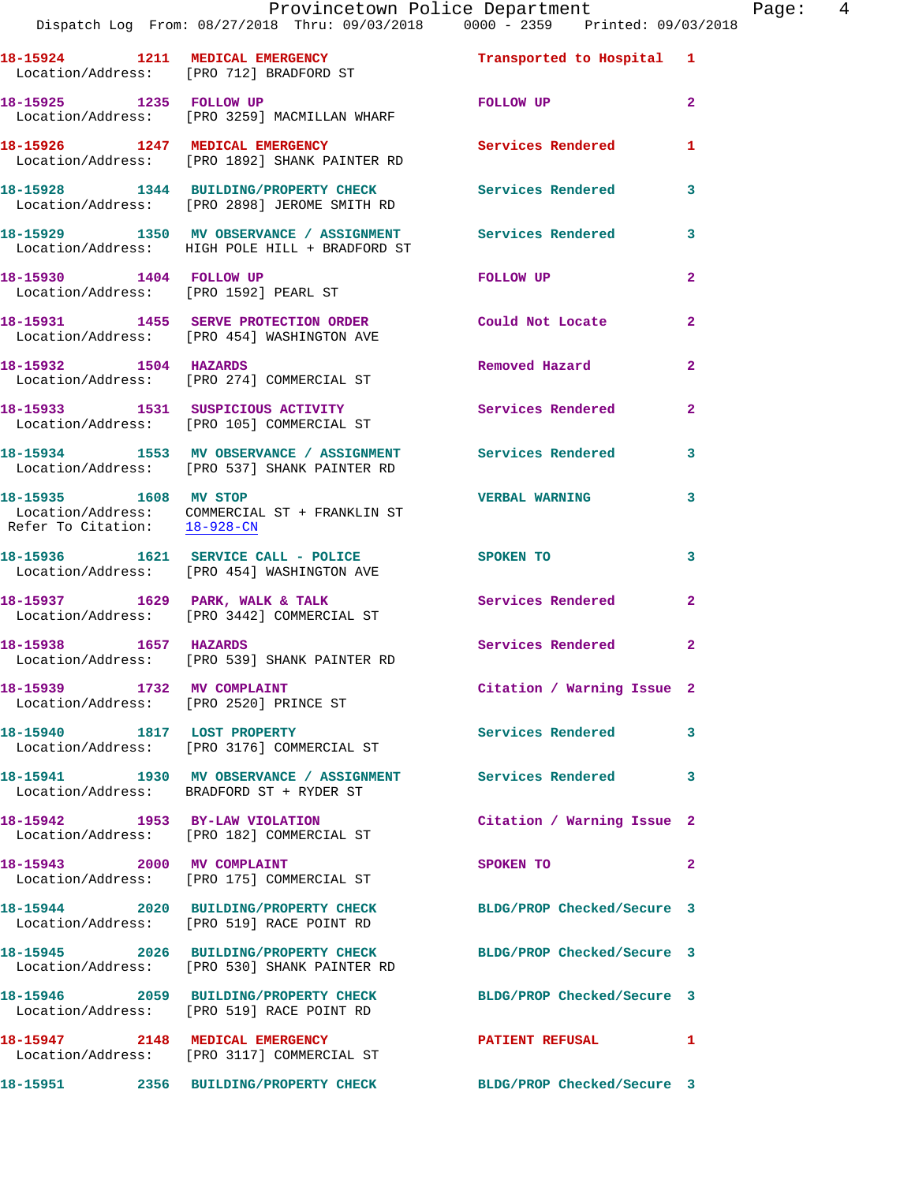18-15924 1211 MEDICAL EMERGENCY Transported to Hospital 1
Location/Address: [PRO 712] BRADFORD ST

18-15925 1235 FOLLOW UP FOLLOW UP 2
Location/Address: [PRO 3259] MACMILLAN WHARF

18-15926 1247 MEDICAL EMERGENCY Services Rendered 1
Location/Address: [PRO 1892] SHANK PAINTER RD

18-15928 1344 BUILDING/PROPERTY CHECK Services Rendered 3
Location/Address: [PRO 2898] JEROME SMITH RD

18-15929 1350 MV OBSERVANCE / ASSIGNMENT Services Rendered 3
Location/Address: HIGH POLE HILL + BRADFORD ST

18-15930 1404 FOLLOW UP FOLLOW UP 2
Location/Address: [PRO 1592] PEARL ST

18-15931 1455 SERVE PROTECTION ORDER Could Not Locate 2
Location/Address: [PRO 454] WASHINGTON AVE

18-15932 1504 HAZARDS Removed Hazard 2
Location/Address: [PRO 274] COMMERCIAL ST

18-15933 1531 SUSPICIOUS ACTIVITY Services Rendered 2
Location/Address: [PRO 105] COMMERCIAL ST

18-15934 1553 MV OBSERVANCE / ASSIGNMENT Services Rendered 3
Location/Address: [PRO 537] SHANK PAINTER RD

18-15935 1608 MV STOP VERBAL WARNING 3
Location/Address: COMMERCIAL ST + FRANKLIN ST
Refer To Citation: 18-928-CN

18-15936 1621 SERVICE CALL - POLICE SPOKEN TO 3
Location/Address: [PRO 454] WASHINGTON AVE

18-15937 1629 PARK, WALK & TALK Services Rendered 2
Location/Address: [PRO 3442] COMMERCIAL ST

18-15938 1657 HAZARDS Services Rendered 2
Location/Address: [PRO 539] SHANK PAINTER RD

18-15939 1732 MV COMPLAINT Citation / Warning Issue 2
Location/Address: [PRO 2520] PRINCE ST

18-15940 1817 LOST PROPERTY Services Rendered 3
Location/Address: [PRO 3176] COMMERCIAL ST

18-15941 1930 MV OBSERVANCE / ASSIGNMENT Services Rendered 3
Location/Address: BRADFORD ST + RYDER ST

18-15942 1953 BY-LAW VIOLATION Citation / Warning Issue 2
Location/Address: [PRO 182] COMMERCIAL ST

18-15943 2000 MV COMPLAINT SPOKEN TO 2
Location/Address: [PRO 175] COMMERCIAL ST

18-15944 2020 BUILDING/PROPERTY CHECK BLDG/PROP Checked/Secure 3
Location/Address: [PRO 519] RACE POINT RD

18-15945 2026 BUILDING/PROPERTY CHECK BLDG/PROP Checked/Secure 3
Location/Address: [PRO 530] SHANK PAINTER RD

18-15946 2059 BUILDING/PROPERTY CHECK BLDG/PROP Checked/Secure 3
Location/Address: [PRO 519] RACE POINT RD

18-15947 2148 MEDICAL EMERGENCY PATIENT REFUSAL 1
Location/Address: [PRO 3117] COMMERCIAL ST

18-15951 2356 BUILDING/PROPERTY CHECK BLDG/PROP Checked/Secure 3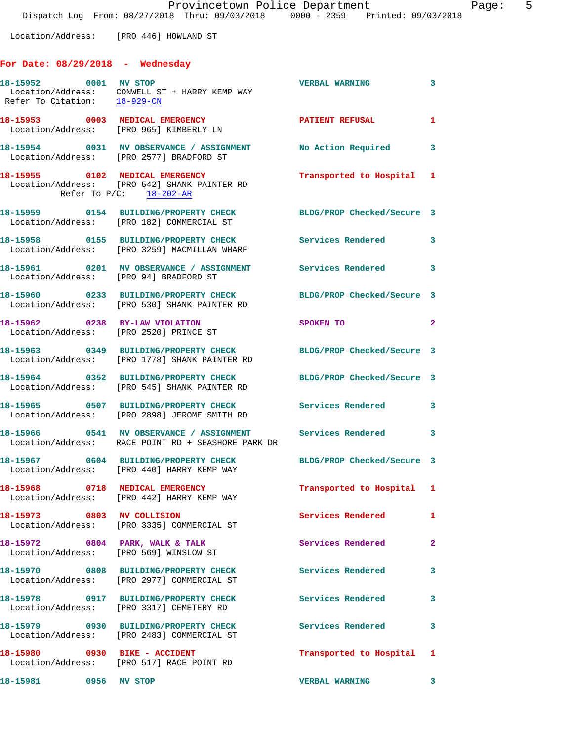Location/Address: [PRO 446] HOWLAND ST

## For Date: 08/29/2018 - Wednesday

**18-15952** 0001 **MV STOP** VERBAL WARNING 3
Location/Address: CONWELL ST + HARRY KEMP WAY
Refer To Citation: 18-929-CN

**18-15953** 0003 **MEDICAL EMERGENCY** PATIENT REFUSAL 1
Location/Address: [PRO 965] KIMBERLY LN

**18-15954** 0031 **MV OBSERVANCE / ASSIGNMENT** No Action Required 3
Location/Address: [PRO 2577] BRADFORD ST

**18-15955** 0102 **MEDICAL EMERGENCY** Transported to Hospital 1
Location/Address: [PRO 542] SHANK PAINTER RD
Refer To P/C: 18-202-AR

**18-15959** 0154 **BUILDING/PROPERTY CHECK** BLDG/PROP Checked/Secure 3
Location/Address: [PRO 182] COMMERCIAL ST

**18-15958** 0155 **BUILDING/PROPERTY CHECK** Services Rendered 3
Location/Address: [PRO 3259] MACMILLAN WHARF

**18-15961** 0201 **MV OBSERVANCE / ASSIGNMENT** Services Rendered 3
Location/Address: [PRO 94] BRADFORD ST

**18-15960** 0233 **BUILDING/PROPERTY CHECK** BLDG/PROP Checked/Secure 3
Location/Address: [PRO 530] SHANK PAINTER RD

**18-15962** 0238 **BY-LAW VIOLATION** SPOKEN TO 2
Location/Address: [PRO 2520] PRINCE ST

**18-15963** 0349 **BUILDING/PROPERTY CHECK** BLDG/PROP Checked/Secure 3
Location/Address: [PRO 1778] SHANK PAINTER RD

**18-15964** 0352 **BUILDING/PROPERTY CHECK** BLDG/PROP Checked/Secure 3
Location/Address: [PRO 545] SHANK PAINTER RD

**18-15965** 0507 **BUILDING/PROPERTY CHECK** Services Rendered 3
Location/Address: [PRO 2898] JEROME SMITH RD

**18-15966** 0541 **MV OBSERVANCE / ASSIGNMENT** Services Rendered 3
Location/Address: RACE POINT RD + SEASHORE PARK DR

**18-15967** 0604 **BUILDING/PROPERTY CHECK** BLDG/PROP Checked/Secure 3
Location/Address: [PRO 440] HARRY KEMP WAY

**18-15968** 0718 **MEDICAL EMERGENCY** Transported to Hospital 1
Location/Address: [PRO 442] HARRY KEMP WAY

**18-15973** 0803 **MV COLLISION** Services Rendered 1
Location/Address: [PRO 3335] COMMERCIAL ST

**18-15972** 0804 **PARK, WALK & TALK** Services Rendered 2
Location/Address: [PRO 569] WINSLOW ST

**18-15970** 0808 **BUILDING/PROPERTY CHECK** Services Rendered 3
Location/Address: [PRO 2977] COMMERCIAL ST

**18-15978** 0917 **BUILDING/PROPERTY CHECK** Services Rendered 3
Location/Address: [PRO 3317] CEMETERY RD

**18-15979** 0930 **BUILDING/PROPERTY CHECK** Services Rendered 3
Location/Address: [PRO 2483] COMMERCIAL ST

**18-15980** 0930 **BIKE - ACCIDENT** Transported to Hospital 1
Location/Address: [PRO 517] RACE POINT RD

**18-15981** 0956 **MV STOP** VERBAL WARNING 3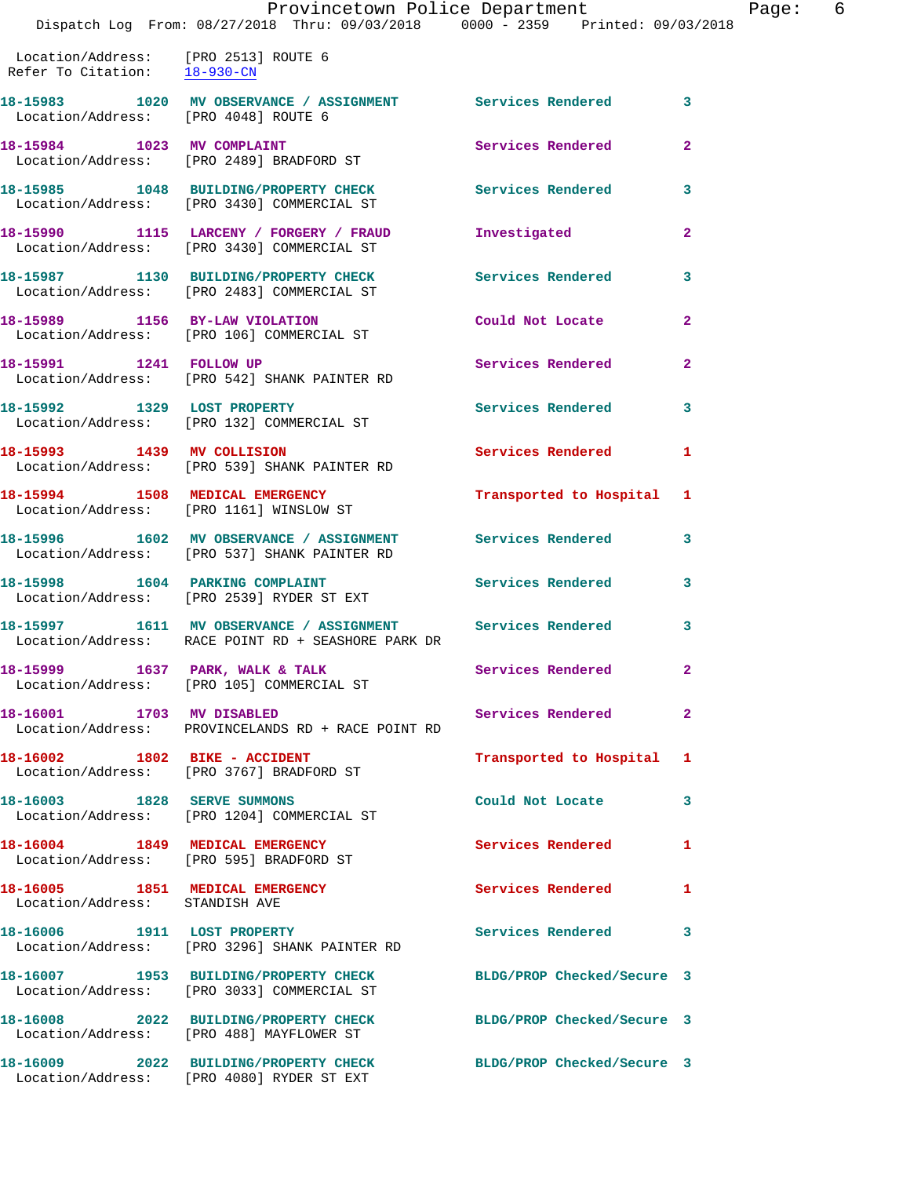Location/Address: [PRO 2513] ROUTE 6
Refer To Citation: 18-930-CN

| Call Number | Time | Call Reason | Action | Priority |
|---|---|---|---|---|
| 18-15983 | 1020 | MV OBSERVANCE / ASSIGNMENT | Services Rendered | 3 |
| Location/Address: | | [PRO 4048] ROUTE 6 | | |
| 18-15984 | 1023 | MV COMPLAINT | Services Rendered | 2 |
| Location/Address: | | [PRO 2489] BRADFORD ST | | |
| 18-15985 | 1048 | BUILDING/PROPERTY CHECK | Services Rendered | 3 |
| Location/Address: | | [PRO 3430] COMMERCIAL ST | | |
| 18-15990 | 1115 | LARCENY / FORGERY / FRAUD | Investigated | 2 |
| Location/Address: | | [PRO 3430] COMMERCIAL ST | | |
| 18-15987 | 1130 | BUILDING/PROPERTY CHECK | Services Rendered | 3 |
| Location/Address: | | [PRO 2483] COMMERCIAL ST | | |
| 18-15989 | 1156 | BY-LAW VIOLATION | Could Not Locate | 2 |
| Location/Address: | | [PRO 106] COMMERCIAL ST | | |
| 18-15991 | 1241 | FOLLOW UP | Services Rendered | 2 |
| Location/Address: | | [PRO 542] SHANK PAINTER RD | | |
| 18-15992 | 1329 | LOST PROPERTY | Services Rendered | 3 |
| Location/Address: | | [PRO 132] COMMERCIAL ST | | |
| 18-15993 | 1439 | MV COLLISION | Services Rendered | 1 |
| Location/Address: | | [PRO 539] SHANK PAINTER RD | | |
| 18-15994 | 1508 | MEDICAL EMERGENCY | Transported to Hospital | 1 |
| Location/Address: | | [PRO 1161] WINSLOW ST | | |
| 18-15996 | 1602 | MV OBSERVANCE / ASSIGNMENT | Services Rendered | 3 |
| Location/Address: | | [PRO 537] SHANK PAINTER RD | | |
| 18-15998 | 1604 | PARKING COMPLAINT | Services Rendered | 3 |
| Location/Address: | | [PRO 2539] RYDER ST EXT | | |
| 18-15997 | 1611 | MV OBSERVANCE / ASSIGNMENT | Services Rendered | 3 |
| Location/Address: | | RACE POINT RD + SEASHORE PARK DR | | |
| 18-15999 | 1637 | PARK, WALK & TALK | Services Rendered | 2 |
| Location/Address: | | [PRO 105] COMMERCIAL ST | | |
| 18-16001 | 1703 | MV DISABLED | Services Rendered | 2 |
| Location/Address: | | PROVINCELANDS RD + RACE POINT RD | | |
| 18-16002 | 1802 | BIKE - ACCIDENT | Transported to Hospital | 1 |
| Location/Address: | | [PRO 3767] BRADFORD ST | | |
| 18-16003 | 1828 | SERVE SUMMONS | Could Not Locate | 3 |
| Location/Address: | | [PRO 1204] COMMERCIAL ST | | |
| 18-16004 | 1849 | MEDICAL EMERGENCY | Services Rendered | 1 |
| Location/Address: | | [PRO 595] BRADFORD ST | | |
| 18-16005 | 1851 | MEDICAL EMERGENCY | Services Rendered | 1 |
| Location/Address: | | STANDISH AVE | | |
| 18-16006 | 1911 | LOST PROPERTY | Services Rendered | 3 |
| Location/Address: | | [PRO 3296] SHANK PAINTER RD | | |
| 18-16007 | 1953 | BUILDING/PROPERTY CHECK | BLDG/PROP Checked/Secure | 3 |
| Location/Address: | | [PRO 3033] COMMERCIAL ST | | |
| 18-16008 | 2022 | BUILDING/PROPERTY CHECK | BLDG/PROP Checked/Secure | 3 |
| Location/Address: | | [PRO 488] MAYFLOWER ST | | |
| 18-16009 | 2022 | BUILDING/PROPERTY CHECK | BLDG/PROP Checked/Secure | 3 |
| Location/Address: | | [PRO 4080] RYDER ST EXT | | |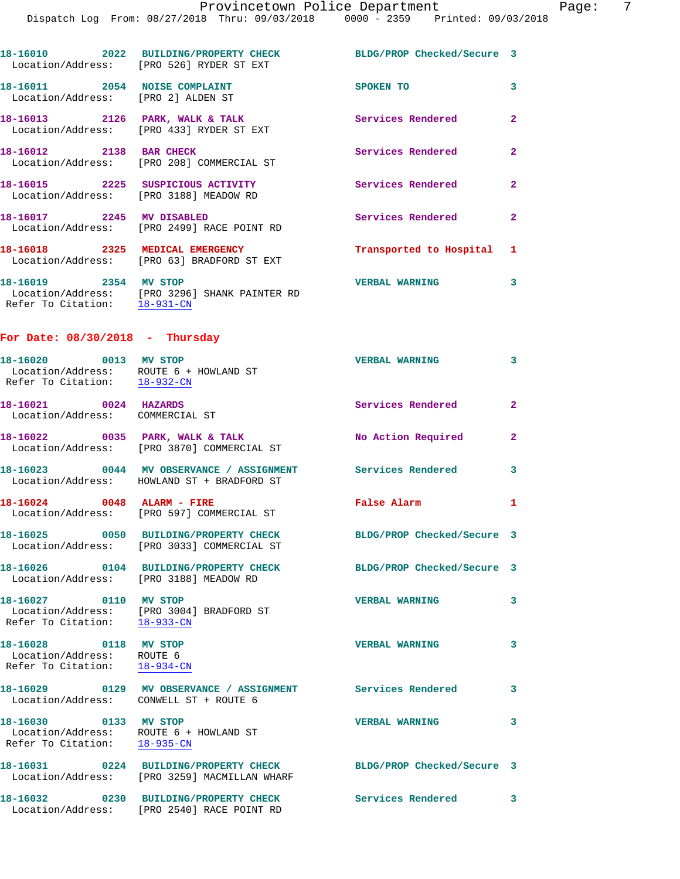18-16010 2022 BUILDING/PROPERTY CHECK BLDG/PROP Checked/Secure 3
Location/Address: [PRO 526] RYDER ST EXT

18-16011 2054 NOISE COMPLAINT SPOKEN TO 3
Location/Address: [PRO 2] ALDEN ST

18-16013 2126 PARK, WALK & TALK Services Rendered 2
Location/Address: [PRO 433] RYDER ST EXT

18-16012 2138 BAR CHECK Services Rendered 2
Location/Address: [PRO 208] COMMERCIAL ST

18-16015 2225 SUSPICIOUS ACTIVITY Services Rendered 2
Location/Address: [PRO 3188] MEADOW RD

18-16017 2245 MV DISABLED Services Rendered 2
Location/Address: [PRO 2499] RACE POINT RD

18-16018 2325 MEDICAL EMERGENCY Transported to Hospital 1
Location/Address: [PRO 63] BRADFORD ST EXT

18-16019 2354 MV STOP VERBAL WARNING 3
Location/Address: [PRO 3296] SHANK PAINTER RD
Refer To Citation: 18-931-CN

## For Date: 08/30/2018 - Thursday

18-16020 0013 MV STOP VERBAL WARNING 3
Location/Address: ROUTE 6 + HOWLAND ST
Refer To Citation: 18-932-CN

18-16021 0024 HAZARDS Services Rendered 2
Location/Address: COMMERCIAL ST

18-16022 0035 PARK, WALK & TALK No Action Required 2
Location/Address: [PRO 3870] COMMERCIAL ST

18-16023 0044 MV OBSERVANCE / ASSIGNMENT Services Rendered 3
Location/Address: HOWLAND ST + BRADFORD ST

18-16024 0048 ALARM - FIRE False Alarm 1
Location/Address: [PRO 597] COMMERCIAL ST

18-16025 0050 BUILDING/PROPERTY CHECK BLDG/PROP Checked/Secure 3
Location/Address: [PRO 3033] COMMERCIAL ST

18-16026 0104 BUILDING/PROPERTY CHECK BLDG/PROP Checked/Secure 3
Location/Address: [PRO 3188] MEADOW RD

18-16027 0110 MV STOP VERBAL WARNING 3
Location/Address: [PRO 3004] BRADFORD ST
Refer To Citation: 18-933-CN

18-16028 0118 MV STOP VERBAL WARNING 3
Location/Address: ROUTE 6
Refer To Citation: 18-934-CN

18-16029 0129 MV OBSERVANCE / ASSIGNMENT Services Rendered 3
Location/Address: CONWELL ST + ROUTE 6

18-16030 0133 MV STOP VERBAL WARNING 3
Location/Address: ROUTE 6 + HOWLAND ST
Refer To Citation: 18-935-CN

18-16031 0224 BUILDING/PROPERTY CHECK BLDG/PROP Checked/Secure 3
Location/Address: [PRO 3259] MACMILLAN WHARF

18-16032 0230 BUILDING/PROPERTY CHECK Services Rendered 3
Location/Address: [PRO 2540] RACE POINT RD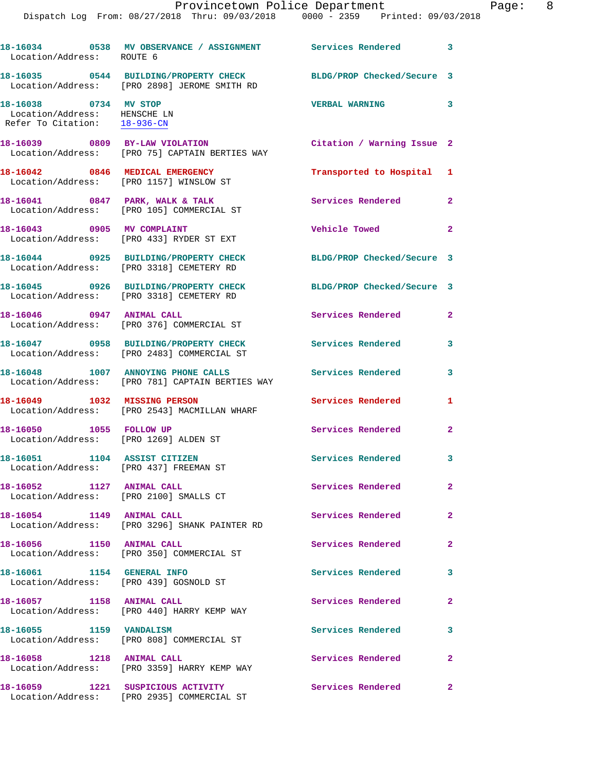18-16034 0538 MV OBSERVANCE / ASSIGNMENT Services Rendered 3
Location/Address: ROUTE 6

18-16035 0544 BUILDING/PROPERTY CHECK BLDG/PROP Checked/Secure 3
Location/Address: [PRO 2898] JEROME SMITH RD

18-16038 0734 MV STOP VERBAL WARNING 3
Location/Address: HENSCHE LN
Refer To Citation: 18-936-CN

18-16039 0809 BY-LAW VIOLATION Citation / Warning Issue 2
Location/Address: [PRO 75] CAPTAIN BERTIES WAY

18-16042 0846 MEDICAL EMERGENCY Transported to Hospital 1
Location/Address: [PRO 1157] WINSLOW ST

18-16041 0847 PARK, WALK & TALK Services Rendered 2
Location/Address: [PRO 105] COMMERCIAL ST

18-16043 0905 MV COMPLAINT Vehicle Towed 2
Location/Address: [PRO 433] RYDER ST EXT

18-16044 0925 BUILDING/PROPERTY CHECK BLDG/PROP Checked/Secure 3
Location/Address: [PRO 3318] CEMETERY RD

18-16045 0926 BUILDING/PROPERTY CHECK BLDG/PROP Checked/Secure 3
Location/Address: [PRO 3318] CEMETERY RD

18-16046 0947 ANIMAL CALL Services Rendered 2
Location/Address: [PRO 376] COMMERCIAL ST

18-16047 0958 BUILDING/PROPERTY CHECK Services Rendered 3
Location/Address: [PRO 2483] COMMERCIAL ST

18-16048 1007 ANNOYING PHONE CALLS Services Rendered 3
Location/Address: [PRO 781] CAPTAIN BERTIES WAY

18-16049 1032 MISSING PERSON Services Rendered 1
Location/Address: [PRO 2543] MACMILLAN WHARF

18-16050 1055 FOLLOW UP Services Rendered 2
Location/Address: [PRO 1269] ALDEN ST

18-16051 1104 ASSIST CITIZEN Services Rendered 3
Location/Address: [PRO 437] FREEMAN ST

18-16052 1127 ANIMAL CALL Services Rendered 2
Location/Address: [PRO 2100] SMALLS CT

18-16054 1149 ANIMAL CALL Services Rendered 2
Location/Address: [PRO 3296] SHANK PAINTER RD

18-16056 1150 ANIMAL CALL Services Rendered 2
Location/Address: [PRO 350] COMMERCIAL ST

18-16061 1154 GENERAL INFO Services Rendered 3
Location/Address: [PRO 439] GOSNOLD ST

18-16057 1158 ANIMAL CALL Services Rendered 2
Location/Address: [PRO 440] HARRY KEMP WAY

18-16055 1159 VANDALISM Services Rendered 3
Location/Address: [PRO 808] COMMERCIAL ST

18-16058 1218 ANIMAL CALL Services Rendered 2
Location/Address: [PRO 3359] HARRY KEMP WAY

18-16059 1221 SUSPICIOUS ACTIVITY Services Rendered 2
Location/Address: [PRO 2935] COMMERCIAL ST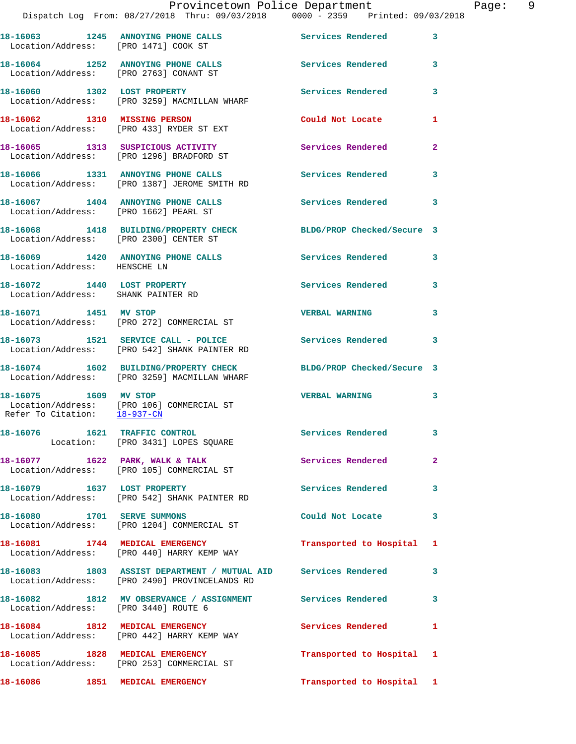18-16063 1245 ANNOYING PHONE CALLS Services Rendered 3
Location/Address: [PRO 1471] COOK ST

18-16064 1252 ANNOYING PHONE CALLS Services Rendered 3
Location/Address: [PRO 2763] CONANT ST

18-16060 1302 LOST PROPERTY Services Rendered 3
Location/Address: [PRO 3259] MACMILLAN WHARF

18-16062 1310 MISSING PERSON Could Not Locate 1
Location/Address: [PRO 433] RYDER ST EXT

18-16065 1313 SUSPICIOUS ACTIVITY Services Rendered 2
Location/Address: [PRO 1296] BRADFORD ST

18-16066 1331 ANNOYING PHONE CALLS Services Rendered 3
Location/Address: [PRO 1387] JEROME SMITH RD

18-16067 1404 ANNOYING PHONE CALLS Services Rendered 3
Location/Address: [PRO 1662] PEARL ST

18-16068 1418 BUILDING/PROPERTY CHECK BLDG/PROP Checked/Secure 3
Location/Address: [PRO 2300] CENTER ST

18-16069 1420 ANNOYING PHONE CALLS Services Rendered 3
Location/Address: HENSCHE LN

18-16072 1440 LOST PROPERTY Services Rendered 3
Location/Address: SHANK PAINTER RD

18-16071 1451 MV STOP VERBAL WARNING 3
Location/Address: [PRO 272] COMMERCIAL ST

18-16073 1521 SERVICE CALL - POLICE Services Rendered 3
Location/Address: [PRO 542] SHANK PAINTER RD

18-16074 1602 BUILDING/PROPERTY CHECK BLDG/PROP Checked/Secure 3
Location/Address: [PRO 3259] MACMILLAN WHARF

18-16075 1609 MV STOP VERBAL WARNING 3
Location/Address: [PRO 106] COMMERCIAL ST
Refer To Citation: 18-937-CN

18-16076 1621 TRAFFIC CONTROL Services Rendered 3
Location: [PRO 3431] LOPES SQUARE

18-16077 1622 PARK, WALK & TALK Services Rendered 2
Location/Address: [PRO 105] COMMERCIAL ST

18-16079 1637 LOST PROPERTY Services Rendered 3
Location/Address: [PRO 542] SHANK PAINTER RD

18-16080 1701 SERVE SUMMONS Could Not Locate 3
Location/Address: [PRO 1204] COMMERCIAL ST

18-16081 1744 MEDICAL EMERGENCY Transported to Hospital 1
Location/Address: [PRO 440] HARRY KEMP WAY

18-16083 1803 ASSIST DEPARTMENT / MUTUAL AID Services Rendered 3
Location/Address: [PRO 2490] PROVINCELANDS RD

18-16082 1812 MV OBSERVANCE / ASSIGNMENT Services Rendered 3
Location/Address: [PRO 3440] ROUTE 6

18-16084 1812 MEDICAL EMERGENCY Services Rendered 1
Location/Address: [PRO 442] HARRY KEMP WAY

18-16085 1828 MEDICAL EMERGENCY Transported to Hospital 1
Location/Address: [PRO 253] COMMERCIAL ST

18-16086 1851 MEDICAL EMERGENCY Transported to Hospital 1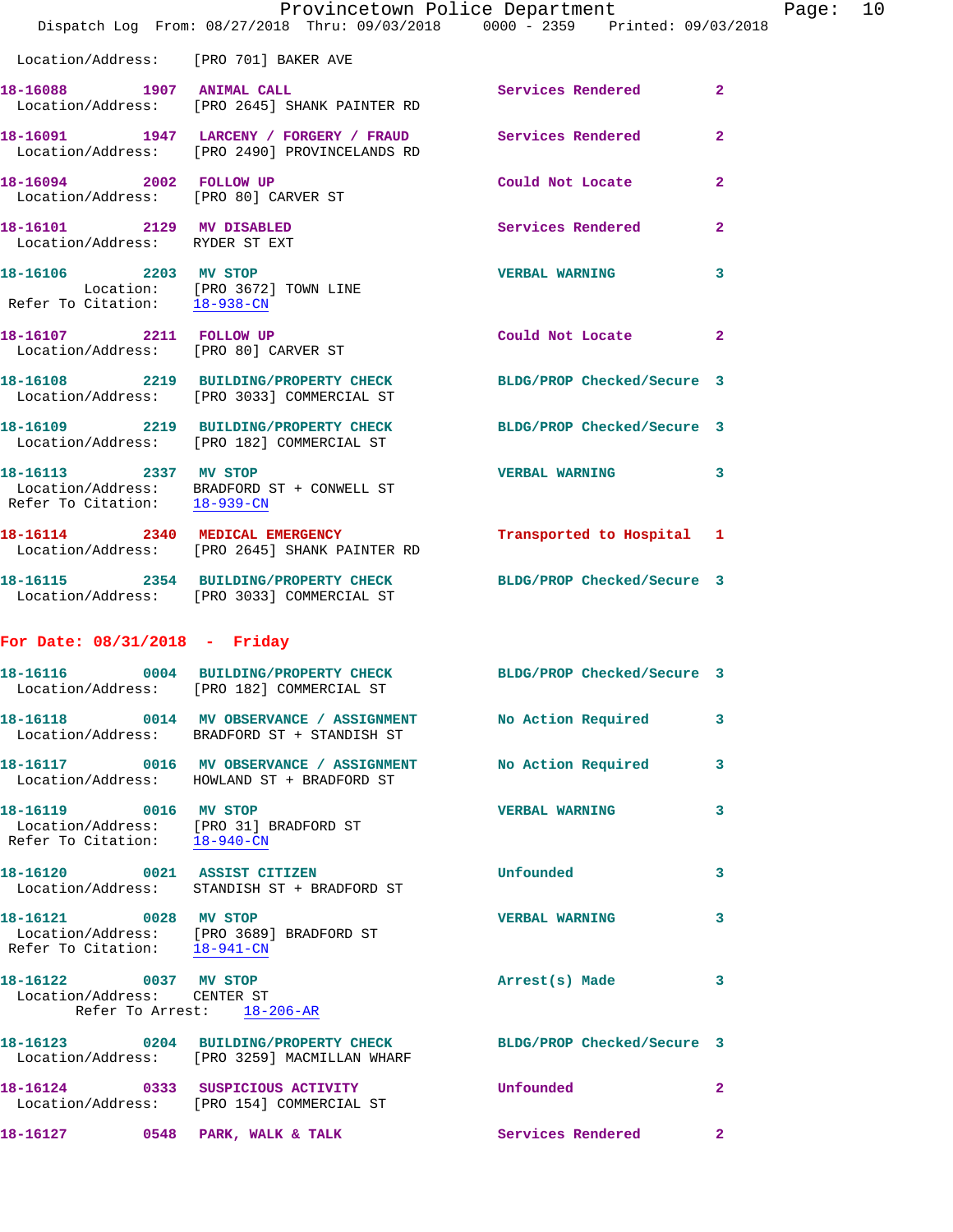Location/Address: [PRO 701] BAKER AVE

**18-16088** 1907 **ANIMAL CALL** Services Rendered 2
Location/Address: [PRO 2645] SHANK PAINTER RD

**18-16091** 1947 **LARCENY / FORGERY / FRAUD** Services Rendered 2
Location/Address: [PRO 2490] PROVINCELANDS RD

**18-16094** 2002 **FOLLOW UP** Could Not Locate 2
Location/Address: [PRO 80] CARVER ST

**18-16101** 2129 **MV DISABLED** Services Rendered 2
Location/Address: RYDER ST EXT

**18-16106** 2203 **MV STOP** VERBAL WARNING 3
Location: [PRO 3672] TOWN LINE
Refer To Citation: 18-938-CN

**18-16107** 2211 **FOLLOW UP** Could Not Locate 2
Location/Address: [PRO 80] CARVER ST

**18-16108** 2219 **BUILDING/PROPERTY CHECK** BLDG/PROP Checked/Secure 3
Location/Address: [PRO 3033] COMMERCIAL ST

**18-16109** 2219 **BUILDING/PROPERTY CHECK** BLDG/PROP Checked/Secure 3
Location/Address: [PRO 182] COMMERCIAL ST

**18-16113** 2337 **MV STOP** VERBAL WARNING 3
Location/Address: BRADFORD ST + CONWELL ST
Refer To Citation: 18-939-CN

**18-16114** 2340 **MEDICAL EMERGENCY** Transported to Hospital 1
Location/Address: [PRO 2645] SHANK PAINTER RD

**18-16115** 2354 **BUILDING/PROPERTY CHECK** BLDG/PROP Checked/Secure 3
Location/Address: [PRO 3033] COMMERCIAL ST

## For Date: 08/31/2018 - Friday

**18-16116** 0004 **BUILDING/PROPERTY CHECK** BLDG/PROP Checked/Secure 3
Location/Address: [PRO 182] COMMERCIAL ST

**18-16118** 0014 **MV OBSERVANCE / ASSIGNMENT** No Action Required 3
Location/Address: BRADFORD ST + STANDISH ST

**18-16117** 0016 **MV OBSERVANCE / ASSIGNMENT** No Action Required 3
Location/Address: HOWLAND ST + BRADFORD ST

**18-16119** 0016 **MV STOP** VERBAL WARNING 3
Location/Address: [PRO 31] BRADFORD ST
Refer To Citation: 18-940-CN

**18-16120** 0021 **ASSIST CITIZEN** Unfounded 3
Location/Address: STANDISH ST + BRADFORD ST

**18-16121** 0028 **MV STOP** VERBAL WARNING 3
Location/Address: [PRO 3689] BRADFORD ST
Refer To Citation: 18-941-CN

**18-16122** 0037 **MV STOP** Arrest(s) Made 3
Location/Address: CENTER ST
Refer To Arrest: 18-206-AR

**18-16123** 0204 **BUILDING/PROPERTY CHECK** BLDG/PROP Checked/Secure 3
Location/Address: [PRO 3259] MACMILLAN WHARF

**18-16124** 0333 **SUSPICIOUS ACTIVITY** Unfounded 2
Location/Address: [PRO 154] COMMERCIAL ST

**18-16127** 0548 **PARK, WALK & TALK** Services Rendered 2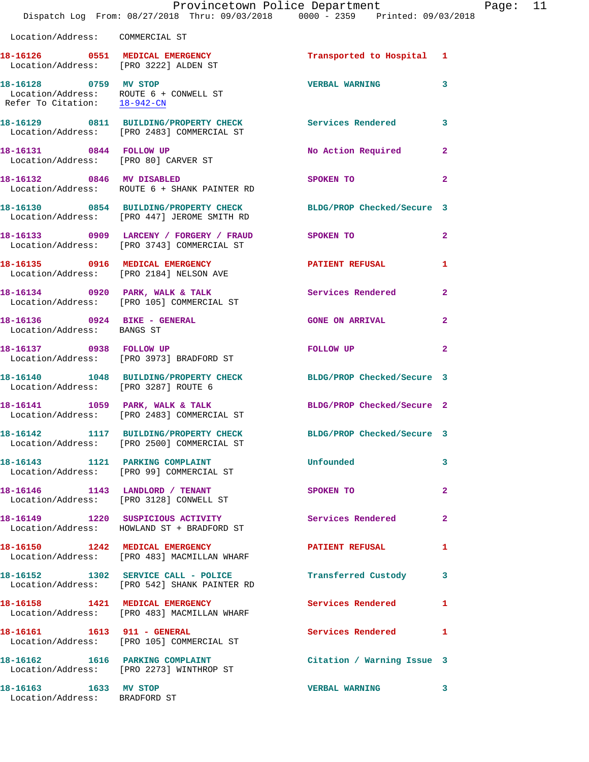Location/Address: COMMERCIAL ST

**18-16126** 0551 **MEDICAL EMERGENCY** Transported to Hospital 1
Location/Address: [PRO 3222] ALDEN ST

**18-16128** 0759 **MV STOP** VERBAL WARNING 3
Location/Address: ROUTE 6 + CONWELL ST
Refer To Citation: 18-942-CN

**18-16129** 0811 **BUILDING/PROPERTY CHECK** Services Rendered 3
Location/Address: [PRO 2483] COMMERCIAL ST

**18-16131** 0844 **FOLLOW UP** No Action Required 2
Location/Address: [PRO 80] CARVER ST

**18-16132** 0846 **MV DISABLED** SPOKEN TO 2
Location/Address: ROUTE 6 + SHANK PAINTER RD

**18-16130** 0854 **BUILDING/PROPERTY CHECK** BLDG/PROP Checked/Secure 3
Location/Address: [PRO 447] JEROME SMITH RD

**18-16133** 0909 **LARCENY / FORGERY / FRAUD** SPOKEN TO 2
Location/Address: [PRO 3743] COMMERCIAL ST

**18-16135** 0916 **MEDICAL EMERGENCY** PATIENT REFUSAL 1
Location/Address: [PRO 2184] NELSON AVE

**18-16134** 0920 **PARK, WALK & TALK** Services Rendered 2
Location/Address: [PRO 105] COMMERCIAL ST

**18-16136** 0924 **BIKE - GENERAL** GONE ON ARRIVAL 2
Location/Address: BANGS ST

**18-16137** 0938 **FOLLOW UP** FOLLOW UP 2
Location/Address: [PRO 3973] BRADFORD ST

**18-16140** 1048 **BUILDING/PROPERTY CHECK** BLDG/PROP Checked/Secure 3
Location/Address: [PRO 3287] ROUTE 6

**18-16141** 1059 **PARK, WALK & TALK** BLDG/PROP Checked/Secure 2
Location/Address: [PRO 2483] COMMERCIAL ST

**18-16142** 1117 **BUILDING/PROPERTY CHECK** BLDG/PROP Checked/Secure 3
Location/Address: [PRO 2500] COMMERCIAL ST

**18-16143** 1121 **PARKING COMPLAINT** Unfounded 3
Location/Address: [PRO 99] COMMERCIAL ST

**18-16146** 1143 **LANDLORD / TENANT** SPOKEN TO 2
Location/Address: [PRO 3128] CONWELL ST

**18-16149** 1220 **SUSPICIOUS ACTIVITY** Services Rendered 2
Location/Address: HOWLAND ST + BRADFORD ST

**18-16150** 1242 **MEDICAL EMERGENCY** PATIENT REFUSAL 1
Location/Address: [PRO 483] MACMILLAN WHARF

**18-16152** 1302 **SERVICE CALL - POLICE** Transferred Custody 3
Location/Address: [PRO 542] SHANK PAINTER RD

**18-16158** 1421 **MEDICAL EMERGENCY** Services Rendered 1
Location/Address: [PRO 483] MACMILLAN WHARF

**18-16161** 1613 **911 - GENERAL** Services Rendered 1
Location/Address: [PRO 105] COMMERCIAL ST

**18-16162** 1616 **PARKING COMPLAINT** Citation / Warning Issue 3
Location/Address: [PRO 2273] WINTHROP ST

**18-16163** 1633 **MV STOP** VERBAL WARNING 3
Location/Address: BRADFORD ST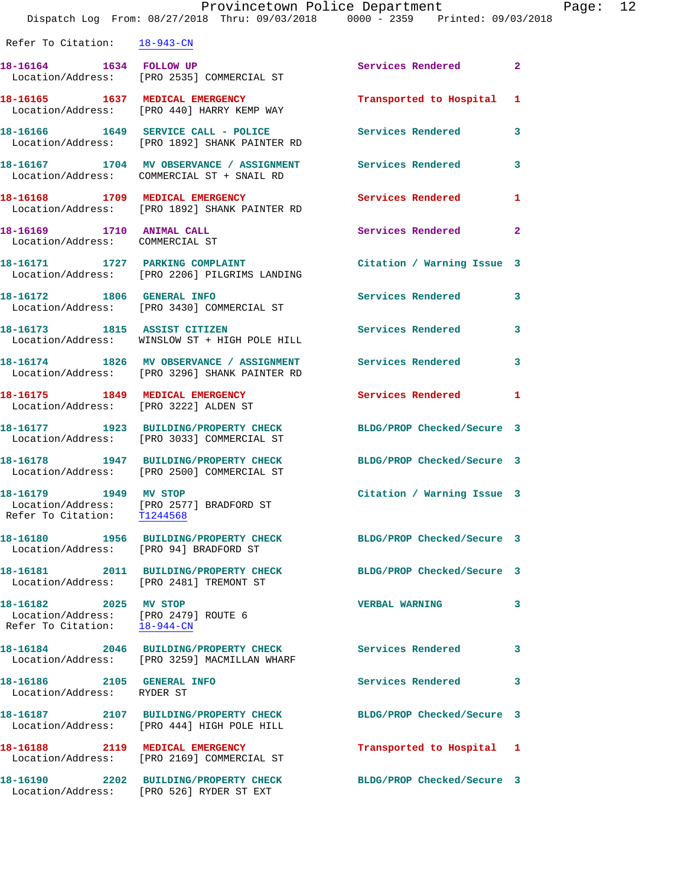Refer To Citation: 18-943-CN

| Call Number | Time | Call Reason | Action | Priority |
|---|---|---|---|---|
| 18-16164 | 1634 | FOLLOW UP | Services Rendered | 2 |
| Location/Address: | | [PRO 2535] COMMERCIAL ST | | |
| 18-16165 | 1637 | MEDICAL EMERGENCY | Transported to Hospital | 1 |
| Location/Address: | | [PRO 440] HARRY KEMP WAY | | |
| 18-16166 | 1649 | SERVICE CALL - POLICE | Services Rendered | 3 |
| Location/Address: | | [PRO 1892] SHANK PAINTER RD | | |
| 18-16167 | 1704 | MV OBSERVANCE / ASSIGNMENT | Services Rendered | 3 |
| Location/Address: | | COMMERCIAL ST + SNAIL RD | | |
| 18-16168 | 1709 | MEDICAL EMERGENCY | Services Rendered | 1 |
| Location/Address: | | [PRO 1892] SHANK PAINTER RD | | |
| 18-16169 | 1710 | ANIMAL CALL | Services Rendered | 2 |
| Location/Address: | | COMMERCIAL ST | | |
| 18-16171 | 1727 | PARKING COMPLAINT | Citation / Warning Issue | 3 |
| Location/Address: | | [PRO 2206] PILGRIMS LANDING | | |
| 18-16172 | 1806 | GENERAL INFO | Services Rendered | 3 |
| Location/Address: | | [PRO 3430] COMMERCIAL ST | | |
| 18-16173 | 1815 | ASSIST CITIZEN | Services Rendered | 3 |
| Location/Address: | | WINSLOW ST + HIGH POLE HILL | | |
| 18-16174 | 1826 | MV OBSERVANCE / ASSIGNMENT | Services Rendered | 3 |
| Location/Address: | | [PRO 3296] SHANK PAINTER RD | | |
| 18-16175 | 1849 | MEDICAL EMERGENCY | Services Rendered | 1 |
| Location/Address: | | [PRO 3222] ALDEN ST | | |
| 18-16177 | 1923 | BUILDING/PROPERTY CHECK | BLDG/PROP Checked/Secure | 3 |
| Location/Address: | | [PRO 3033] COMMERCIAL ST | | |
| 18-16178 | 1947 | BUILDING/PROPERTY CHECK | BLDG/PROP Checked/Secure | 3 |
| Location/Address: | | [PRO 2500] COMMERCIAL ST | | |
| 18-16179 | 1949 | MV STOP | Citation / Warning Issue | 3 |
| Location/Address: | | [PRO 2577] BRADFORD ST | | |
| Refer To Citation: | | T1244568 | | |
| 18-16180 | 1956 | BUILDING/PROPERTY CHECK | BLDG/PROP Checked/Secure | 3 |
| Location/Address: | | [PRO 94] BRADFORD ST | | |
| 18-16181 | 2011 | BUILDING/PROPERTY CHECK | BLDG/PROP Checked/Secure | 3 |
| Location/Address: | | [PRO 2481] TREMONT ST | | |
| 18-16182 | 2025 | MV STOP | VERBAL WARNING | 3 |
| Location/Address: | | [PRO 2479] ROUTE 6 | | |
| Refer To Citation: | | 18-944-CN | | |
| 18-16184 | 2046 | BUILDING/PROPERTY CHECK | Services Rendered | 3 |
| Location/Address: | | [PRO 3259] MACMILLAN WHARF | | |
| 18-16186 | 2105 | GENERAL INFO | Services Rendered | 3 |
| Location/Address: | | RYDER ST | | |
| 18-16187 | 2107 | BUILDING/PROPERTY CHECK | BLDG/PROP Checked/Secure | 3 |
| Location/Address: | | [PRO 444] HIGH POLE HILL | | |
| 18-16188 | 2119 | MEDICAL EMERGENCY | Transported to Hospital | 1 |
| Location/Address: | | [PRO 2169] COMMERCIAL ST | | |
| 18-16190 | 2202 | BUILDING/PROPERTY CHECK | BLDG/PROP Checked/Secure | 3 |
| Location/Address: | | [PRO 526] RYDER ST EXT | | |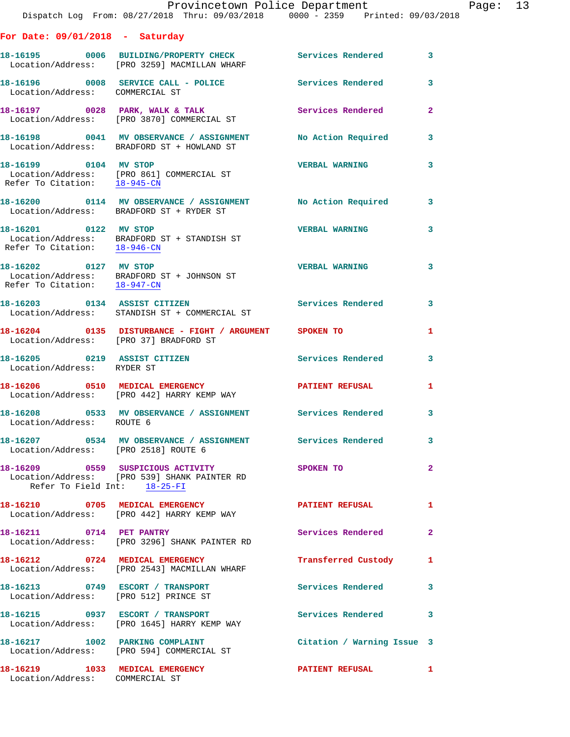**For Date: 09/01/2018 - Saturday**

```
18-16195        0006   BUILDING/PROPERTY CHECK            Services Rendered         3
   Location/Address:   [PRO 3259] MACMILLAN WHARF

18-16196        0008   SERVICE CALL - POLICE              Services Rendered         3
   Location/Address:   COMMERCIAL ST

18-16197        0028   PARK, WALK & TALK                  Services Rendered         2
   Location/Address:   [PRO 3870] COMMERCIAL ST

18-16198        0041   MV OBSERVANCE / ASSIGNMENT         No Action Required        3
   Location/Address:   BRADFORD ST + HOWLAND ST

18-16199        0104   MV STOP                            VERBAL WARNING            3
   Location/Address:   [PRO 861] COMMERCIAL ST
  Refer To Citation:   18-945-CN

18-16200        0114   MV OBSERVANCE / ASSIGNMENT         No Action Required        3
   Location/Address:   BRADFORD ST + RYDER ST

18-16201        0122   MV STOP                            VERBAL WARNING            3
   Location/Address:   BRADFORD ST + STANDISH ST
  Refer To Citation:   18-946-CN

18-16202        0127   MV STOP                            VERBAL WARNING            3
   Location/Address:   BRADFORD ST + JOHNSON ST
  Refer To Citation:   18-947-CN

18-16203        0134   ASSIST CITIZEN                     Services Rendered         3
   Location/Address:   STANDISH ST + COMMERCIAL ST

18-16204        0135   DISTURBANCE - FIGHT / ARGUMENT     SPOKEN TO                 1
   Location/Address:   [PRO 37] BRADFORD ST

18-16205        0219   ASSIST CITIZEN                     Services Rendered         3
   Location/Address:   RYDER ST

18-16206        0510   MEDICAL EMERGENCY                  PATIENT REFUSAL           1
   Location/Address:   [PRO 442] HARRY KEMP WAY

18-16208        0533   MV OBSERVANCE / ASSIGNMENT         Services Rendered         3
   Location/Address:   ROUTE 6

18-16207        0534   MV OBSERVANCE / ASSIGNMENT         Services Rendered         3
   Location/Address:   [PRO 2518] ROUTE 6

18-16209        0559   SUSPICIOUS ACTIVITY                SPOKEN TO                 2
   Location/Address:   [PRO 539] SHANK PAINTER RD
        Refer To Field Int:   18-25-FI

18-16210        0705   MEDICAL EMERGENCY                  PATIENT REFUSAL           1
   Location/Address:   [PRO 442] HARRY KEMP WAY

18-16211        0714   PET PANTRY                         Services Rendered         2
   Location/Address:   [PRO 3296] SHANK PAINTER RD

18-16212        0724   MEDICAL EMERGENCY                  Transferred Custody       1
   Location/Address:   [PRO 2543] MACMILLAN WHARF

18-16213        0749   ESCORT / TRANSPORT                 Services Rendered         3
   Location/Address:   [PRO 512] PRINCE ST

18-16215        0937   ESCORT / TRANSPORT                 Services Rendered         3
   Location/Address:   [PRO 1645] HARRY KEMP WAY

18-16217        1002   PARKING COMPLAINT                  Citation / Warning Issue  3
   Location/Address:   [PRO 594] COMMERCIAL ST

18-16219        1033   MEDICAL EMERGENCY                  PATIENT REFUSAL           1
   Location/Address:   COMMERCIAL ST
```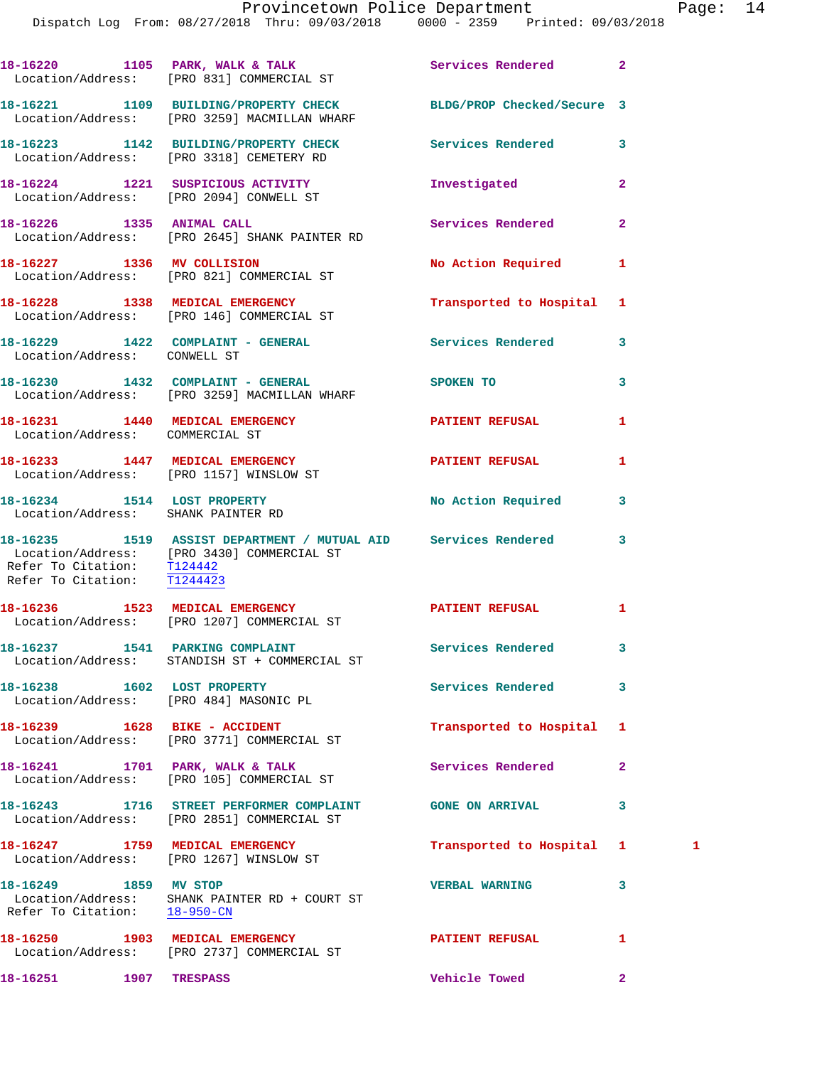18-16220 1105 PARK, WALK & TALK Services Rendered 2
Location/Address: [PRO 831] COMMERCIAL ST

18-16221 1109 BUILDING/PROPERTY CHECK BLDG/PROP Checked/Secure 3
Location/Address: [PRO 3259] MACMILLAN WHARF

18-16223 1142 BUILDING/PROPERTY CHECK Services Rendered 3
Location/Address: [PRO 3318] CEMETERY RD

18-16224 1221 SUSPICIOUS ACTIVITY Investigated 2
Location/Address: [PRO 2094] CONWELL ST

18-16226 1335 ANIMAL CALL Services Rendered 2
Location/Address: [PRO 2645] SHANK PAINTER RD

18-16227 1336 MV COLLISION No Action Required 1
Location/Address: [PRO 821] COMMERCIAL ST

18-16228 1338 MEDICAL EMERGENCY Transported to Hospital 1
Location/Address: [PRO 146] COMMERCIAL ST

18-16229 1422 COMPLAINT - GENERAL Services Rendered 3
Location/Address: CONWELL ST

18-16230 1432 COMPLAINT - GENERAL SPOKEN TO 3
Location/Address: [PRO 3259] MACMILLAN WHARF

18-16231 1440 MEDICAL EMERGENCY PATIENT REFUSAL 1
Location/Address: COMMERCIAL ST

18-16233 1447 MEDICAL EMERGENCY PATIENT REFUSAL 1
Location/Address: [PRO 1157] WINSLOW ST

18-16234 1514 LOST PROPERTY No Action Required 3
Location/Address: SHANK PAINTER RD

18-16235 1519 ASSIST DEPARTMENT / MUTUAL AID Services Rendered 3
Location/Address: [PRO 3430] COMMERCIAL ST
Refer To Citation: T124442
Refer To Citation: T1244423

18-16236 1523 MEDICAL EMERGENCY PATIENT REFUSAL 1
Location/Address: [PRO 1207] COMMERCIAL ST

18-16237 1541 PARKING COMPLAINT Services Rendered 3
Location/Address: STANDISH ST + COMMERCIAL ST

18-16238 1602 LOST PROPERTY Services Rendered 3
Location/Address: [PRO 484] MASONIC PL

18-16239 1628 BIKE - ACCIDENT Transported to Hospital 1
Location/Address: [PRO 3771] COMMERCIAL ST

18-16241 1701 PARK, WALK & TALK Services Rendered 2
Location/Address: [PRO 105] COMMERCIAL ST

18-16243 1716 STREET PERFORMER COMPLAINT GONE ON ARRIVAL 3
Location/Address: [PRO 2851] COMMERCIAL ST

18-16247 1759 MEDICAL EMERGENCY Transported to Hospital 1 1
Location/Address: [PRO 1267] WINSLOW ST

18-16249 1859 MV STOP VERBAL WARNING 3
Location/Address: SHANK PAINTER RD + COURT ST
Refer To Citation: 18-950-CN

18-16250 1903 MEDICAL EMERGENCY PATIENT REFUSAL 1
Location/Address: [PRO 2737] COMMERCIAL ST

18-16251 1907 TRESPASS Vehicle Towed 2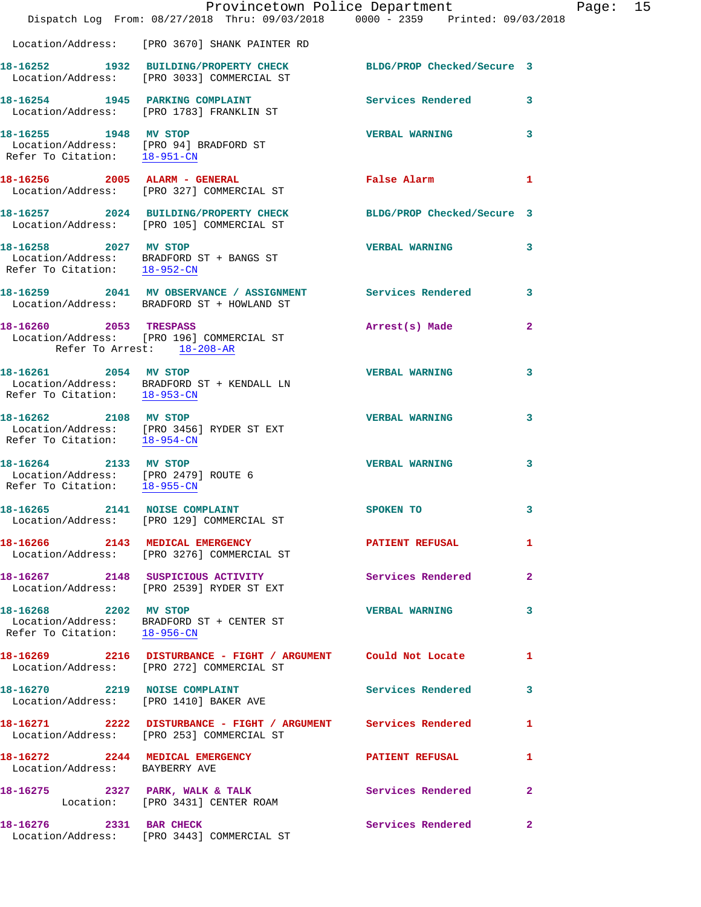Location/Address: [PRO 3670] SHANK PAINTER RD

**18-16252** 1932 **BUILDING/PROPERTY CHECK** BLDG/PROP Checked/Secure 3
Location/Address: [PRO 3033] COMMERCIAL ST

**18-16254** 1945 **PARKING COMPLAINT** Services Rendered 3
Location/Address: [PRO 1783] FRANKLIN ST

**18-16255** 1948 **MV STOP** VERBAL WARNING 3
Location/Address: [PRO 94] BRADFORD ST
Refer To Citation: 18-951-CN

**18-16256** 2005 **ALARM - GENERAL** False Alarm 1
Location/Address: [PRO 327] COMMERCIAL ST

**18-16257** 2024 **BUILDING/PROPERTY CHECK** BLDG/PROP Checked/Secure 3
Location/Address: [PRO 105] COMMERCIAL ST

**18-16258** 2027 **MV STOP** VERBAL WARNING 3
Location/Address: BRADFORD ST + BANGS ST
Refer To Citation: 18-952-CN

**18-16259** 2041 **MV OBSERVANCE / ASSIGNMENT** Services Rendered 3
Location/Address: BRADFORD ST + HOWLAND ST

**18-16260** 2053 **TRESPASS** Arrest(s) Made 2
Location/Address: [PRO 196] COMMERCIAL ST
Refer To Arrest: 18-208-AR

**18-16261** 2054 **MV STOP** VERBAL WARNING 3
Location/Address: BRADFORD ST + KENDALL LN
Refer To Citation: 18-953-CN

**18-16262** 2108 **MV STOP** VERBAL WARNING 3
Location/Address: [PRO 3456] RYDER ST EXT
Refer To Citation: 18-954-CN

**18-16264** 2133 **MV STOP** VERBAL WARNING 3
Location/Address: [PRO 2479] ROUTE 6
Refer To Citation: 18-955-CN

**18-16265** 2141 **NOISE COMPLAINT** SPOKEN TO 3
Location/Address: [PRO 129] COMMERCIAL ST

**18-16266** 2143 **MEDICAL EMERGENCY** PATIENT REFUSAL 1
Location/Address: [PRO 3276] COMMERCIAL ST

**18-16267** 2148 **SUSPICIOUS ACTIVITY** Services Rendered 2
Location/Address: [PRO 2539] RYDER ST EXT

**18-16268** 2202 **MV STOP** VERBAL WARNING 3
Location/Address: BRADFORD ST + CENTER ST
Refer To Citation: 18-956-CN

**18-16269** 2216 **DISTURBANCE - FIGHT / ARGUMENT** Could Not Locate 1
Location/Address: [PRO 272] COMMERCIAL ST

**18-16270** 2219 **NOISE COMPLAINT** Services Rendered 3
Location/Address: [PRO 1410] BAKER AVE

**18-16271** 2222 **DISTURBANCE - FIGHT / ARGUMENT** Services Rendered 1
Location/Address: [PRO 253] COMMERCIAL ST

**18-16272** 2244 **MEDICAL EMERGENCY** PATIENT REFUSAL 1
Location/Address: BAYBERRY AVE

**18-16275** 2327 **PARK, WALK & TALK** Services Rendered 2
Location: [PRO 3431] CENTER ROAM

**18-16276** 2331 **BAR CHECK** Services Rendered 2
Location/Address: [PRO 3443] COMMERCIAL ST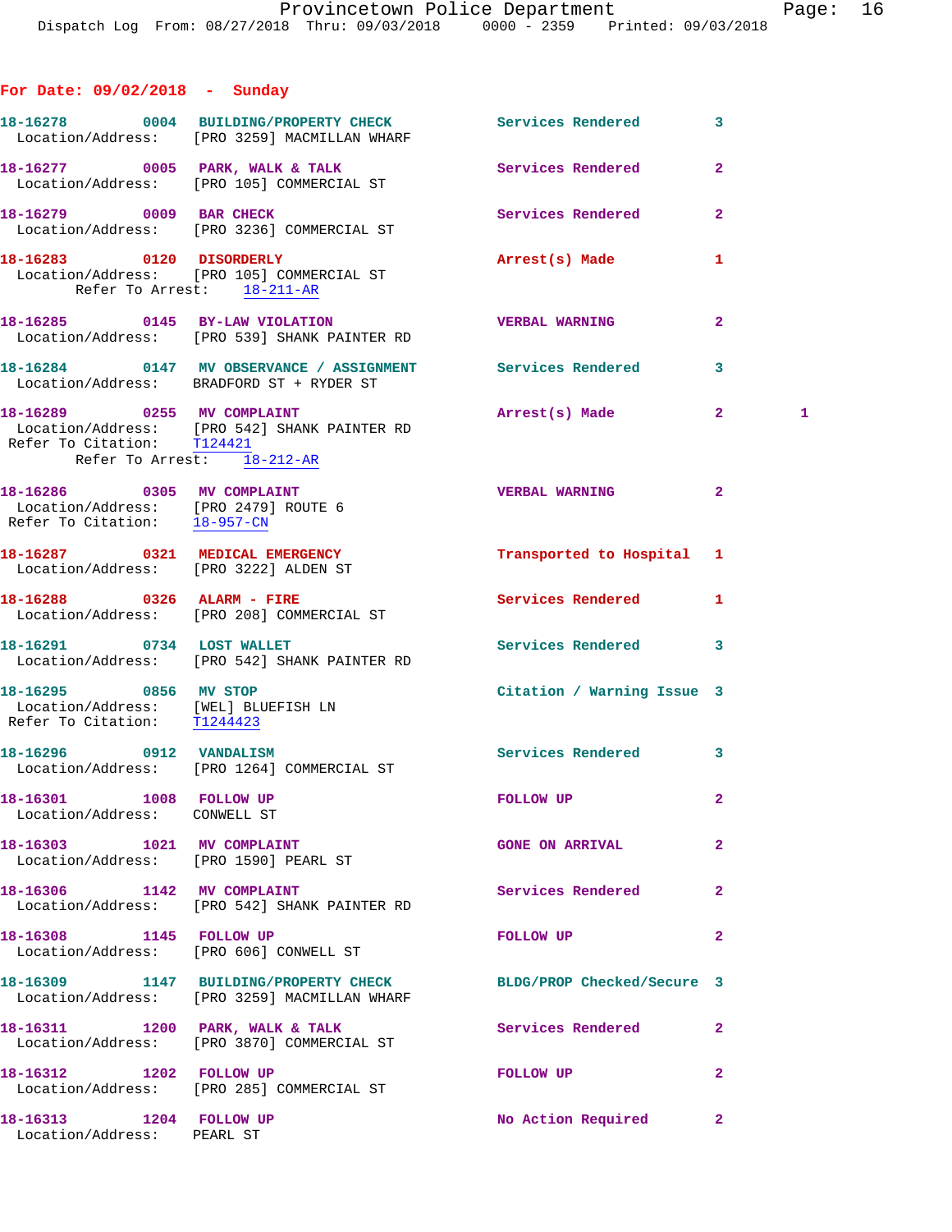## For Date: 09/02/2018 - Sunday

**18-16278 0004 BUILDING/PROPERTY CHECK** Services Rendered 3
Location/Address: [PRO 3259] MACMILLAN WHARF

**18-16277 0005 PARK, WALK & TALK** Services Rendered 2
Location/Address: [PRO 105] COMMERCIAL ST

**18-16279 0009 BAR CHECK** Services Rendered 2
Location/Address: [PRO 3236] COMMERCIAL ST

**18-16283 0120 DISORDERLY** Arrest(s) Made 1
Location/Address: [PRO 105] COMMERCIAL ST
Refer To Arrest: 18-211-AR

**18-16285 0145 BY-LAW VIOLATION** VERBAL WARNING 2
Location/Address: [PRO 539] SHANK PAINTER RD

**18-16284 0147 MV OBSERVANCE / ASSIGNMENT** Services Rendered 3
Location/Address: BRADFORD ST + RYDER ST

**18-16289 0255 MV COMPLAINT** Arrest(s) Made 2 1
Location/Address: [PRO 542] SHANK PAINTER RD
Refer To Citation: T124421
Refer To Arrest: 18-212-AR

**18-16286 0305 MV COMPLAINT** VERBAL WARNING 2
Location/Address: [PRO 2479] ROUTE 6
Refer To Citation: 18-957-CN

**18-16287 0321 MEDICAL EMERGENCY** Transported to Hospital 1
Location/Address: [PRO 3222] ALDEN ST

**18-16288 0326 ALARM - FIRE** Services Rendered 1
Location/Address: [PRO 208] COMMERCIAL ST

**18-16291 0734 LOST WALLET** Services Rendered 3
Location/Address: [PRO 542] SHANK PAINTER RD

**18-16295 0856 MV STOP** Citation / Warning Issue 3
Location/Address: [WEL] BLUEFISH LN
Refer To Citation: T1244423

**18-16296 0912 VANDALISM** Services Rendered 3
Location/Address: [PRO 1264] COMMERCIAL ST

**18-16301 1008 FOLLOW UP** FOLLOW UP 2
Location/Address: CONWELL ST

**18-16303 1021 MV COMPLAINT** GONE ON ARRIVAL 2
Location/Address: [PRO 1590] PEARL ST

**18-16306 1142 MV COMPLAINT** Services Rendered 2
Location/Address: [PRO 542] SHANK PAINTER RD

**18-16308 1145 FOLLOW UP** FOLLOW UP 2
Location/Address: [PRO 606] CONWELL ST

**18-16309 1147 BUILDING/PROPERTY CHECK** BLDG/PROP Checked/Secure 3
Location/Address: [PRO 3259] MACMILLAN WHARF

**18-16311 1200 PARK, WALK & TALK** Services Rendered 2
Location/Address: [PRO 3870] COMMERCIAL ST

**18-16312 1202 FOLLOW UP** FOLLOW UP 2
Location/Address: [PRO 285] COMMERCIAL ST

**18-16313 1204 FOLLOW UP** No Action Required 2
Location/Address: PEARL ST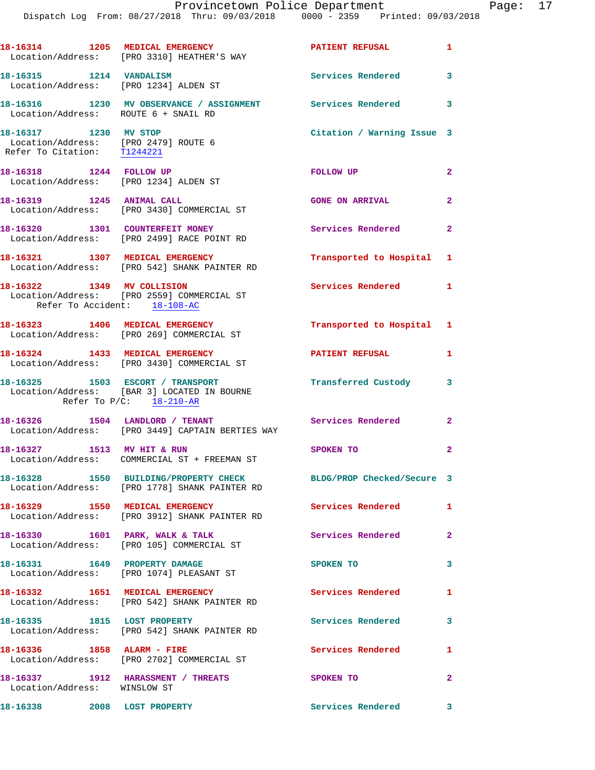18-16314 1205 MEDICAL EMERGENCY PATIENT REFUSAL 1
Location/Address: [PRO 3310] HEATHER'S WAY

18-16315 1214 VANDALISM Services Rendered 3
Location/Address: [PRO 1234] ALDEN ST

18-16316 1230 MV OBSERVANCE / ASSIGNMENT Services Rendered 3
Location/Address: ROUTE 6 + SNAIL RD

18-16317 1230 MV STOP Citation / Warning Issue 3
Location/Address: [PRO 2479] ROUTE 6
Refer To Citation: T1244221

18-16318 1244 FOLLOW UP FOLLOW UP 2
Location/Address: [PRO 1234] ALDEN ST

18-16319 1245 ANIMAL CALL GONE ON ARRIVAL 2
Location/Address: [PRO 3430] COMMERCIAL ST

18-16320 1301 COUNTERFEIT MONEY Services Rendered 2
Location/Address: [PRO 2499] RACE POINT RD

18-16321 1307 MEDICAL EMERGENCY Transported to Hospital 1
Location/Address: [PRO 542] SHANK PAINTER RD

18-16322 1349 MV COLLISION Services Rendered 1
Location/Address: [PRO 2559] COMMERCIAL ST
Refer To Accident: 18-108-AC

18-16323 1406 MEDICAL EMERGENCY Transported to Hospital 1
Location/Address: [PRO 269] COMMERCIAL ST

18-16324 1433 MEDICAL EMERGENCY PATIENT REFUSAL 1
Location/Address: [PRO 3430] COMMERCIAL ST

18-16325 1503 ESCORT / TRANSPORT Transferred Custody 3
Location/Address: [BAR 3] LOCATED IN BOURNE
Refer To P/C: 18-210-AR

18-16326 1504 LANDLORD / TENANT Services Rendered 2
Location/Address: [PRO 3449] CAPTAIN BERTIES WAY

18-16327 1513 MV HIT & RUN SPOKEN TO 2
Location/Address: COMMERCIAL ST + FREEMAN ST

18-16328 1550 BUILDING/PROPERTY CHECK BLDG/PROP Checked/Secure 3
Location/Address: [PRO 1778] SHANK PAINTER RD

18-16329 1550 MEDICAL EMERGENCY Services Rendered 1
Location/Address: [PRO 3912] SHANK PAINTER RD

18-16330 1601 PARK, WALK & TALK Services Rendered 2
Location/Address: [PRO 105] COMMERCIAL ST

18-16331 1649 PROPERTY DAMAGE SPOKEN TO 3
Location/Address: [PRO 1074] PLEASANT ST

18-16332 1651 MEDICAL EMERGENCY Services Rendered 1
Location/Address: [PRO 542] SHANK PAINTER RD

18-16335 1815 LOST PROPERTY Services Rendered 3
Location/Address: [PRO 542] SHANK PAINTER RD

18-16336 1858 ALARM - FIRE Services Rendered 1
Location/Address: [PRO 2702] COMMERCIAL ST

18-16337 1912 HARASSMENT / THREATS SPOKEN TO 2
Location/Address: WINSLOW ST

18-16338 2008 LOST PROPERTY Services Rendered 3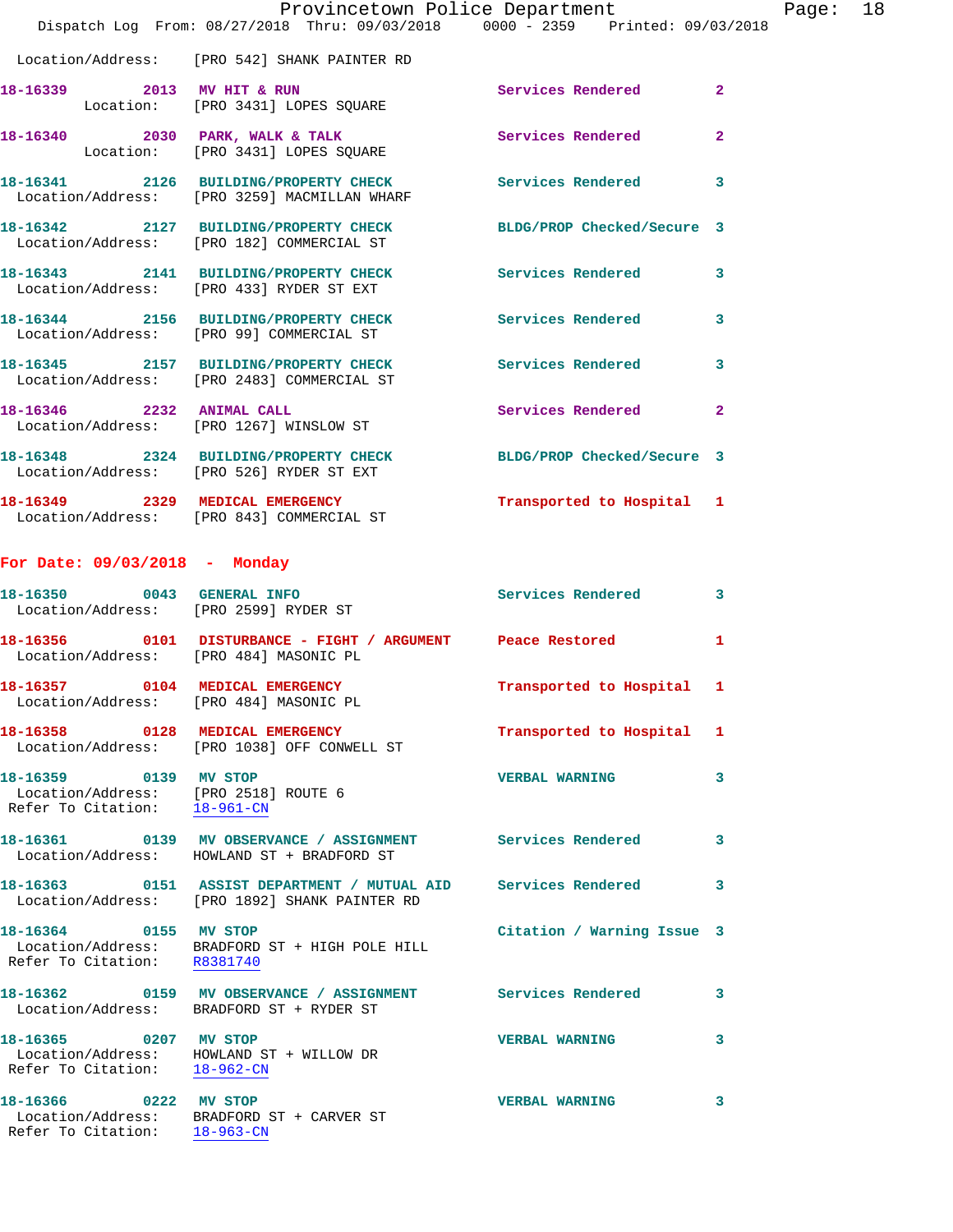Location/Address: [PRO 542] SHANK PAINTER RD

**18-16339** 2013 **MV HIT & RUN** Services Rendered 2
Location: [PRO 3431] LOPES SQUARE

**18-16340** 2030 **PARK, WALK & TALK** Services Rendered 2
Location: [PRO 3431] LOPES SQUARE

**18-16341** 2126 **BUILDING/PROPERTY CHECK** Services Rendered 3
Location/Address: [PRO 3259] MACMILLAN WHARF

**18-16342** 2127 **BUILDING/PROPERTY CHECK** BLDG/PROP Checked/Secure 3
Location/Address: [PRO 182] COMMERCIAL ST

**18-16343** 2141 **BUILDING/PROPERTY CHECK** Services Rendered 3
Location/Address: [PRO 433] RYDER ST EXT

**18-16344** 2156 **BUILDING/PROPERTY CHECK** Services Rendered 3
Location/Address: [PRO 99] COMMERCIAL ST

**18-16345** 2157 **BUILDING/PROPERTY CHECK** Services Rendered 3
Location/Address: [PRO 2483] COMMERCIAL ST

**18-16346** 2232 **ANIMAL CALL** Services Rendered 2
Location/Address: [PRO 1267] WINSLOW ST

**18-16348** 2324 **BUILDING/PROPERTY CHECK** BLDG/PROP Checked/Secure 3
Location/Address: [PRO 526] RYDER ST EXT

**18-16349** 2329 **MEDICAL EMERGENCY** Transported to Hospital 1
Location/Address: [PRO 843] COMMERCIAL ST

## For Date: 09/03/2018 - Monday

**18-16350** 0043 **GENERAL INFO** Services Rendered 3
Location/Address: [PRO 2599] RYDER ST

**18-16356** 0101 **DISTURBANCE - FIGHT / ARGUMENT** Peace Restored 1
Location/Address: [PRO 484] MASONIC PL

**18-16357** 0104 **MEDICAL EMERGENCY** Transported to Hospital 1
Location/Address: [PRO 484] MASONIC PL

**18-16358** 0128 **MEDICAL EMERGENCY** Transported to Hospital 1
Location/Address: [PRO 1038] OFF CONWELL ST

**18-16359** 0139 **MV STOP** VERBAL WARNING 3
Location/Address: [PRO 2518] ROUTE 6
Refer To Citation: 18-961-CN

**18-16361** 0139 **MV OBSERVANCE / ASSIGNMENT** Services Rendered 3
Location/Address: HOWLAND ST + BRADFORD ST

**18-16363** 0151 **ASSIST DEPARTMENT / MUTUAL AID** Services Rendered 3
Location/Address: [PRO 1892] SHANK PAINTER RD

**18-16364** 0155 **MV STOP** Citation / Warning Issue 3
Location/Address: BRADFORD ST + HIGH POLE HILL
Refer To Citation: R8381740

**18-16362** 0159 **MV OBSERVANCE / ASSIGNMENT** Services Rendered 3
Location/Address: BRADFORD ST + RYDER ST

**18-16365** 0207 **MV STOP** VERBAL WARNING 3
Location/Address: HOWLAND ST + WILLOW DR
Refer To Citation: 18-962-CN

**18-16366** 0222 **MV STOP** VERBAL WARNING 3
Location/Address: BRADFORD ST + CARVER ST
Refer To Citation: 18-963-CN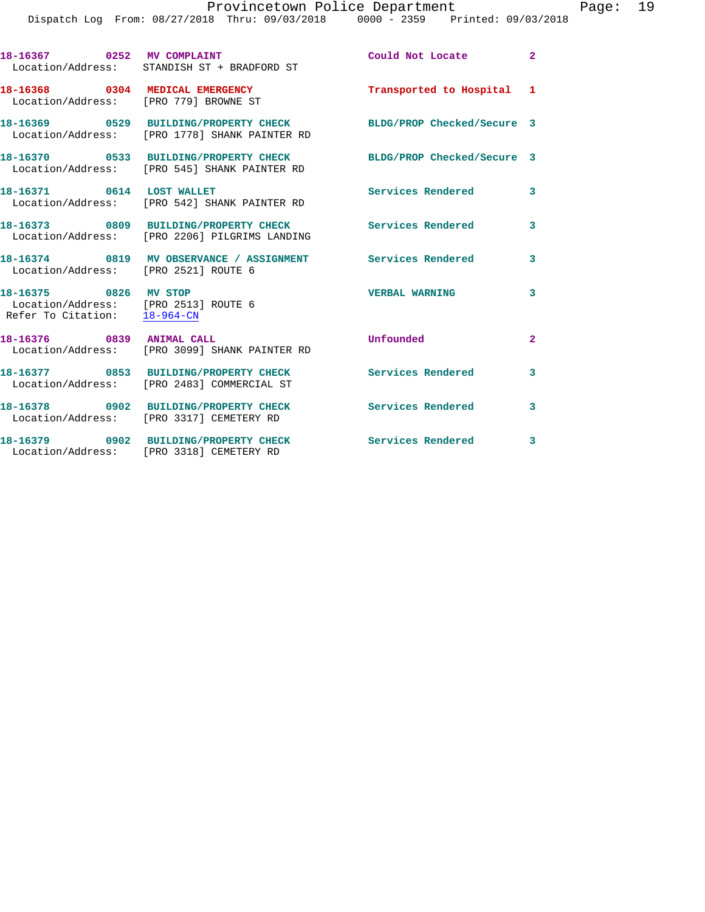18-16367 0252 MV COMPLAINT Could Not Locate 2
Location/Address: STANDISH ST + BRADFORD ST

18-16368 0304 MEDICAL EMERGENCY Transported to Hospital 1
Location/Address: [PRO 779] BROWNE ST

18-16369 0529 BUILDING/PROPERTY CHECK BLDG/PROP Checked/Secure 3
Location/Address: [PRO 1778] SHANK PAINTER RD

18-16370 0533 BUILDING/PROPERTY CHECK BLDG/PROP Checked/Secure 3
Location/Address: [PRO 545] SHANK PAINTER RD

18-16371 0614 LOST WALLET Services Rendered 3
Location/Address: [PRO 542] SHANK PAINTER RD

18-16373 0809 BUILDING/PROPERTY CHECK Services Rendered 3
Location/Address: [PRO 2206] PILGRIMS LANDING

18-16374 0819 MV OBSERVANCE / ASSIGNMENT Services Rendered 3
Location/Address: [PRO 2521] ROUTE 6

18-16375 0826 MV STOP VERBAL WARNING 3
Location/Address: [PRO 2513] ROUTE 6
Refer To Citation: 18-964-CN

18-16376 0839 ANIMAL CALL Unfounded 2
Location/Address: [PRO 3099] SHANK PAINTER RD

18-16377 0853 BUILDING/PROPERTY CHECK Services Rendered 3
Location/Address: [PRO 2483] COMMERCIAL ST

18-16378 0902 BUILDING/PROPERTY CHECK Services Rendered 3
Location/Address: [PRO 3317] CEMETERY RD

18-16379 0902 BUILDING/PROPERTY CHECK Services Rendered 3
Location/Address: [PRO 3318] CEMETERY RD